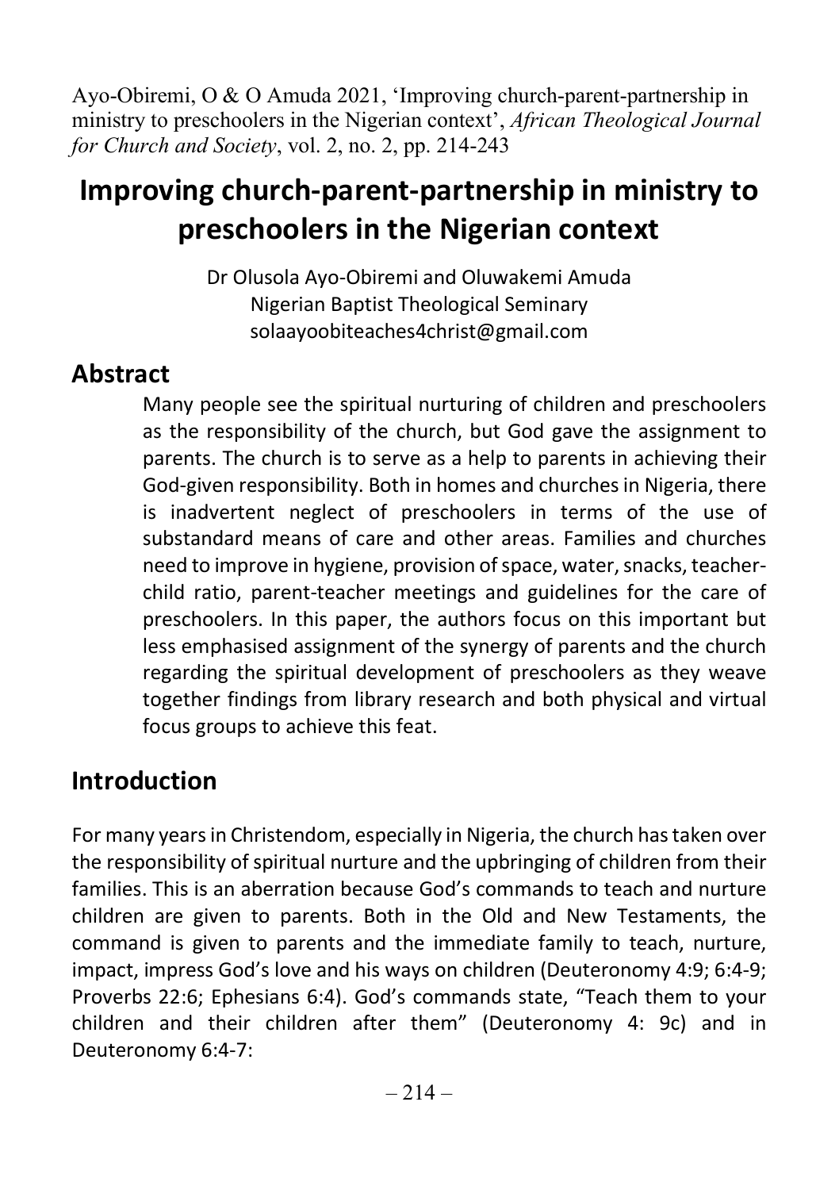Ayo-Obiremi, O & O Amuda 2021, 'Improving church-parent-partnership in ministry to preschoolers in the Nigerian context', *African Theological Journal for Church and Society*, vol. 2, no. 2, pp. 214-243

# Improving church-parent-partnership in ministry to preschoolers in the Nigerian context

Dr Olusola Ayo-Obiremi and Oluwakemi Amuda
Nigerian Baptist Theological Seminary
solaayoobiteaches4christ@gmail.com

## Abstract

Many people see the spiritual nurturing of children and preschoolers as the responsibility of the church, but God gave the assignment to parents. The church is to serve as a help to parents in achieving their God-given responsibility. Both in homes and churches in Nigeria, there is inadvertent neglect of preschoolers in terms of the use of substandard means of care and other areas. Families and churches need to improve in hygiene, provision of space, water, snacks, teacher-child ratio, parent-teacher meetings and guidelines for the care of preschoolers. In this paper, the authors focus on this important but less emphasised assignment of the synergy of parents and the church regarding the spiritual development of preschoolers as they weave together findings from library research and both physical and virtual focus groups to achieve this feat.

## Introduction

For many years in Christendom, especially in Nigeria, the church has taken over the responsibility of spiritual nurture and the upbringing of children from their families. This is an aberration because God's commands to teach and nurture children are given to parents. Both in the Old and New Testaments, the command is given to parents and the immediate family to teach, nurture, impact, impress God's love and his ways on children (Deuteronomy 4:9; 6:4-9; Proverbs 22:6; Ephesians 6:4). God's commands state, "Teach them to your children and their children after them" (Deuteronomy 4: 9c) and in Deuteronomy 6:4-7: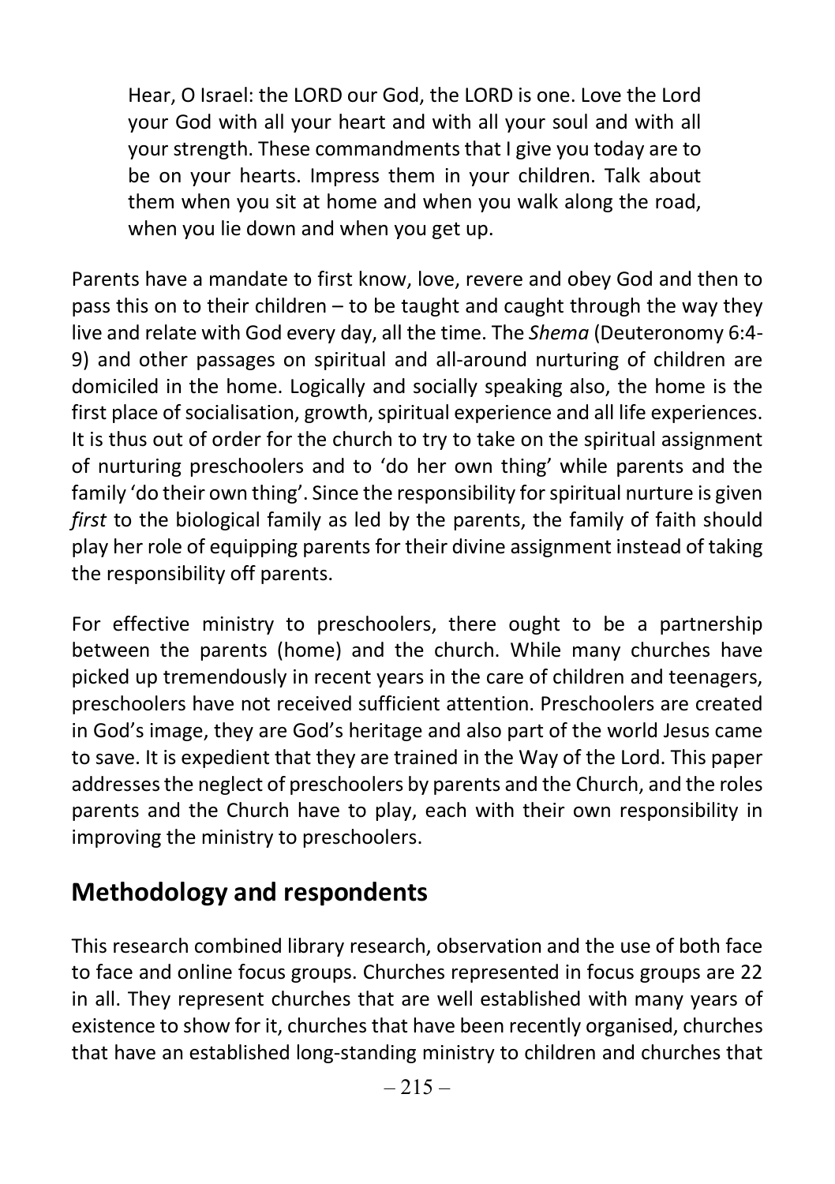> Hear, O Israel: the LORD our God, the LORD is one. Love the Lord your God with all your heart and with all your soul and with all your strength. These commandments that I give you today are to be on your hearts. Impress them in your children. Talk about them when you sit at home and when you walk along the road, when you lie down and when you get up.

Parents have a mandate to first know, love, revere and obey God and then to pass this on to their children – to be taught and caught through the way they live and relate with God every day, all the time. The *Shema* (Deuteronomy 6:4-9) and other passages on spiritual and all-around nurturing of children are domiciled in the home. Logically and socially speaking also, the home is the first place of socialisation, growth, spiritual experience and all life experiences. It is thus out of order for the church to try to take on the spiritual assignment of nurturing preschoolers and to 'do her own thing' while parents and the family 'do their own thing'. Since the responsibility for spiritual nurture is given *first* to the biological family as led by the parents, the family of faith should play her role of equipping parents for their divine assignment instead of taking the responsibility off parents.

For effective ministry to preschoolers, there ought to be a partnership between the parents (home) and the church. While many churches have picked up tremendously in recent years in the care of children and teenagers, preschoolers have not received sufficient attention. Preschoolers are created in God's image, they are God's heritage and also part of the world Jesus came to save. It is expedient that they are trained in the Way of the Lord. This paper addresses the neglect of preschoolers by parents and the Church, and the roles parents and the Church have to play, each with their own responsibility in improving the ministry to preschoolers.

## Methodology and respondents

This research combined library research, observation and the use of both face to face and online focus groups. Churches represented in focus groups are 22 in all. They represent churches that are well established with many years of existence to show for it, churches that have been recently organised, churches that have an established long-standing ministry to children and churches that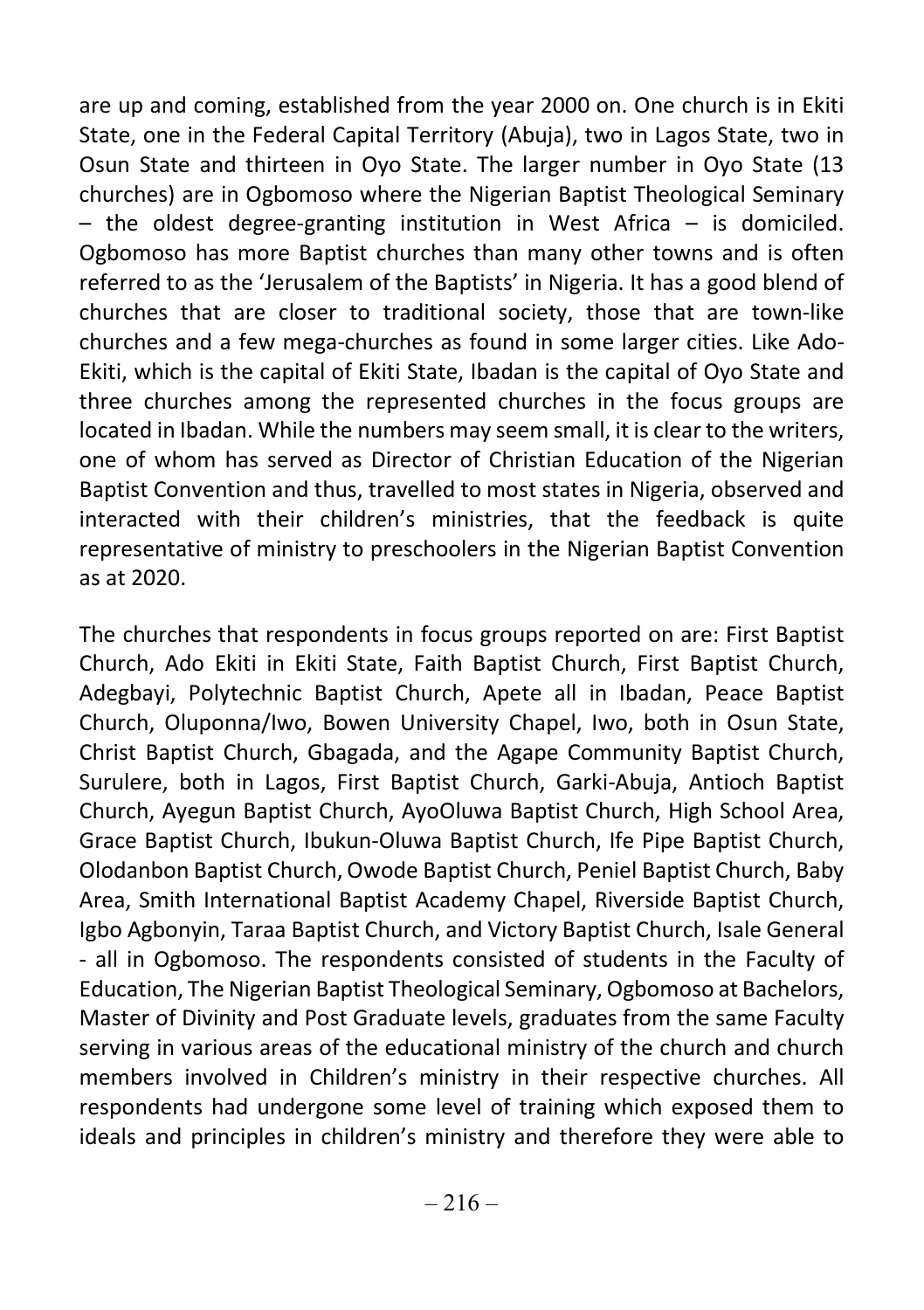are up and coming, established from the year 2000 on. One church is in Ekiti State, one in the Federal Capital Territory (Abuja), two in Lagos State, two in Osun State and thirteen in Oyo State. The larger number in Oyo State (13 churches) are in Ogbomoso where the Nigerian Baptist Theological Seminary – the oldest degree-granting institution in West Africa – is domiciled. Ogbomoso has more Baptist churches than many other towns and is often referred to as the 'Jerusalem of the Baptists' in Nigeria. It has a good blend of churches that are closer to traditional society, those that are town-like churches and a few mega-churches as found in some larger cities. Like Ado-Ekiti, which is the capital of Ekiti State, Ibadan is the capital of Oyo State and three churches among the represented churches in the focus groups are located in Ibadan. While the numbers may seem small, it is clear to the writers, one of whom has served as Director of Christian Education of the Nigerian Baptist Convention and thus, travelled to most states in Nigeria, observed and interacted with their children's ministries, that the feedback is quite representative of ministry to preschoolers in the Nigerian Baptist Convention as at 2020.

The churches that respondents in focus groups reported on are: First Baptist Church, Ado Ekiti in Ekiti State, Faith Baptist Church, First Baptist Church, Adegbayi, Polytechnic Baptist Church, Apete all in Ibadan, Peace Baptist Church, Oluponna/Iwo, Bowen University Chapel, Iwo, both in Osun State, Christ Baptist Church, Gbagada, and the Agape Community Baptist Church, Surulere, both in Lagos, First Baptist Church, Garki-Abuja, Antioch Baptist Church, Ayegun Baptist Church, AyoOluwa Baptist Church, High School Area, Grace Baptist Church, Ibukun-Oluwa Baptist Church, Ife Pipe Baptist Church, Olodanbon Baptist Church, Owode Baptist Church, Peniel Baptist Church, Baby Area, Smith International Baptist Academy Chapel, Riverside Baptist Church, Igbo Agbonyin, Taraa Baptist Church, and Victory Baptist Church, Isale General - all in Ogbomoso. The respondents consisted of students in the Faculty of Education, The Nigerian Baptist Theological Seminary, Ogbomoso at Bachelors, Master of Divinity and Post Graduate levels, graduates from the same Faculty serving in various areas of the educational ministry of the church and church members involved in Children's ministry in their respective churches. All respondents had undergone some level of training which exposed them to ideals and principles in children's ministry and therefore they were able to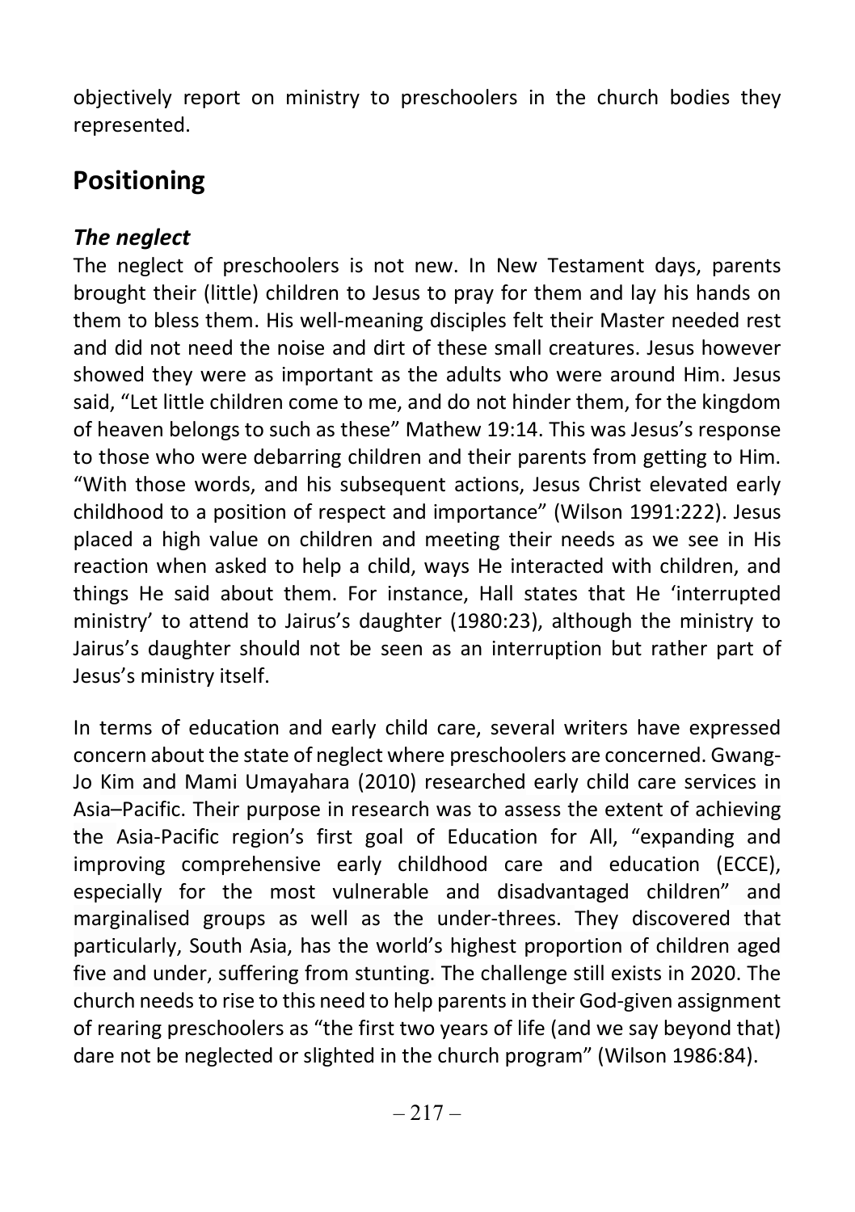objectively report on ministry to preschoolers in the church bodies they represented.

## Positioning

### *The neglect*

The neglect of preschoolers is not new. In New Testament days, parents brought their (little) children to Jesus to pray for them and lay his hands on them to bless them. His well-meaning disciples felt their Master needed rest and did not need the noise and dirt of these small creatures. Jesus however showed they were as important as the adults who were around Him. Jesus said, "Let little children come to me, and do not hinder them, for the kingdom of heaven belongs to such as these" Mathew 19:14. This was Jesus's response to those who were debarring children and their parents from getting to Him. "With those words, and his subsequent actions, Jesus Christ elevated early childhood to a position of respect and importance" (Wilson 1991:222). Jesus placed a high value on children and meeting their needs as we see in His reaction when asked to help a child, ways He interacted with children, and things He said about them. For instance, Hall states that He 'interrupted ministry' to attend to Jairus's daughter (1980:23), although the ministry to Jairus's daughter should not be seen as an interruption but rather part of Jesus's ministry itself.

In terms of education and early child care, several writers have expressed concern about the state of neglect where preschoolers are concerned. Gwang-Jo Kim and Mami Umayahara (2010) researched early child care services in Asia–Pacific. Their purpose in research was to assess the extent of achieving the Asia-Pacific region's first goal of Education for All, "expanding and improving comprehensive early childhood care and education (ECCE), especially for the most vulnerable and disadvantaged children" and marginalised groups as well as the under-threes. They discovered that particularly, South Asia, has the world's highest proportion of children aged five and under, suffering from stunting. The challenge still exists in 2020. The church needs to rise to this need to help parents in their God-given assignment of rearing preschoolers as "the first two years of life (and we say beyond that) dare not be neglected or slighted in the church program" (Wilson 1986:84).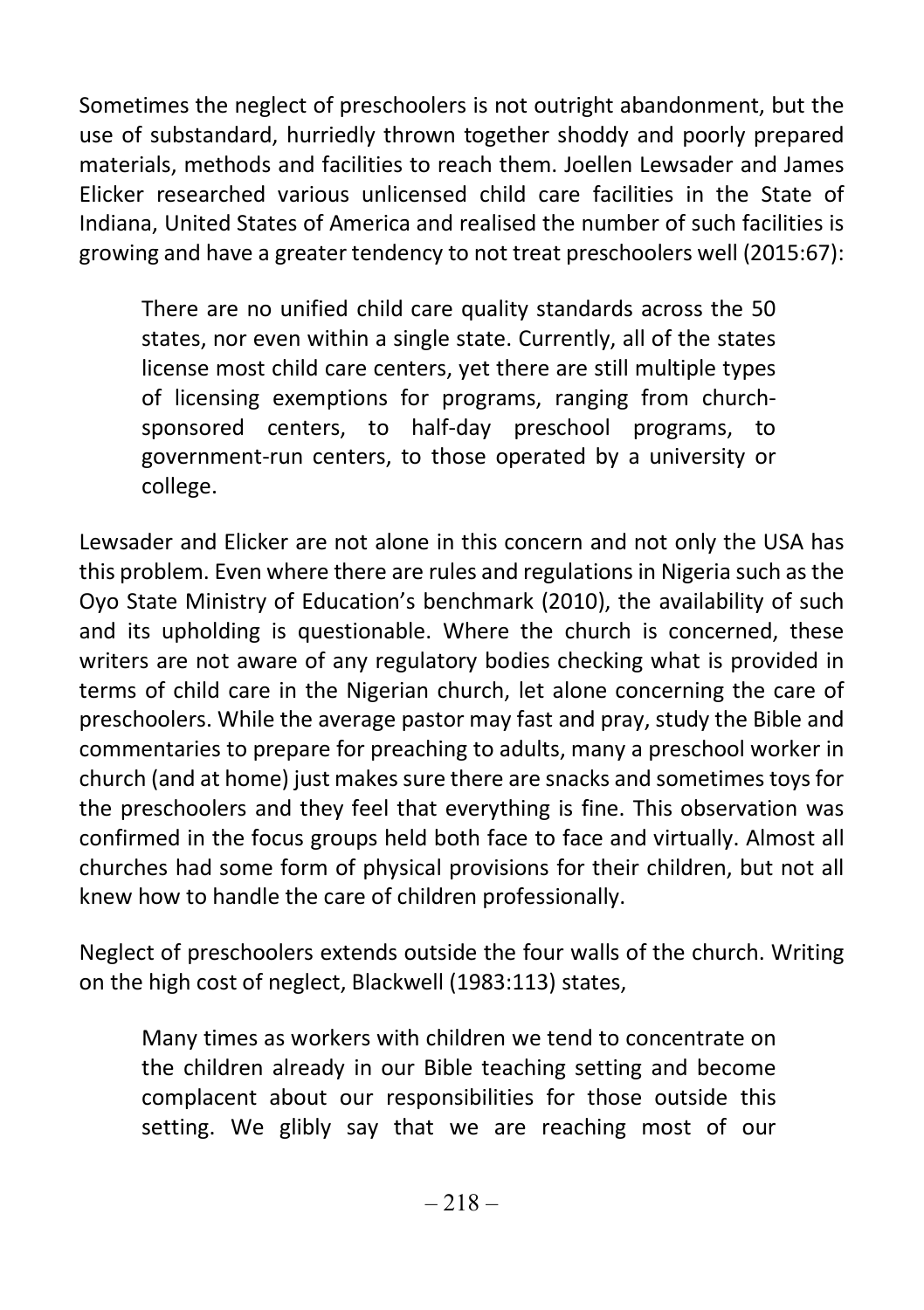Sometimes the neglect of preschoolers is not outright abandonment, but the use of substandard, hurriedly thrown together shoddy and poorly prepared materials, methods and facilities to reach them. Joellen Lewsader and James Elicker researched various unlicensed child care facilities in the State of Indiana, United States of America and realised the number of such facilities is growing and have a greater tendency to not treat preschoolers well (2015:67):

> There are no unified child care quality standards across the 50 states, nor even within a single state. Currently, all of the states license most child care centers, yet there are still multiple types of licensing exemptions for programs, ranging from church-sponsored centers, to half-day preschool programs, to government-run centers, to those operated by a university or college.

Lewsader and Elicker are not alone in this concern and not only the USA has this problem. Even where there are rules and regulations in Nigeria such as the Oyo State Ministry of Education's benchmark (2010), the availability of such and its upholding is questionable. Where the church is concerned, these writers are not aware of any regulatory bodies checking what is provided in terms of child care in the Nigerian church, let alone concerning the care of preschoolers. While the average pastor may fast and pray, study the Bible and commentaries to prepare for preaching to adults, many a preschool worker in church (and at home) just makes sure there are snacks and sometimes toys for the preschoolers and they feel that everything is fine. This observation was confirmed in the focus groups held both face to face and virtually. Almost all churches had some form of physical provisions for their children, but not all knew how to handle the care of children professionally.

Neglect of preschoolers extends outside the four walls of the church. Writing on the high cost of neglect, Blackwell (1983:113) states,

> Many times as workers with children we tend to concentrate on the children already in our Bible teaching setting and become complacent about our responsibilities for those outside this setting. We glibly say that we are reaching most of our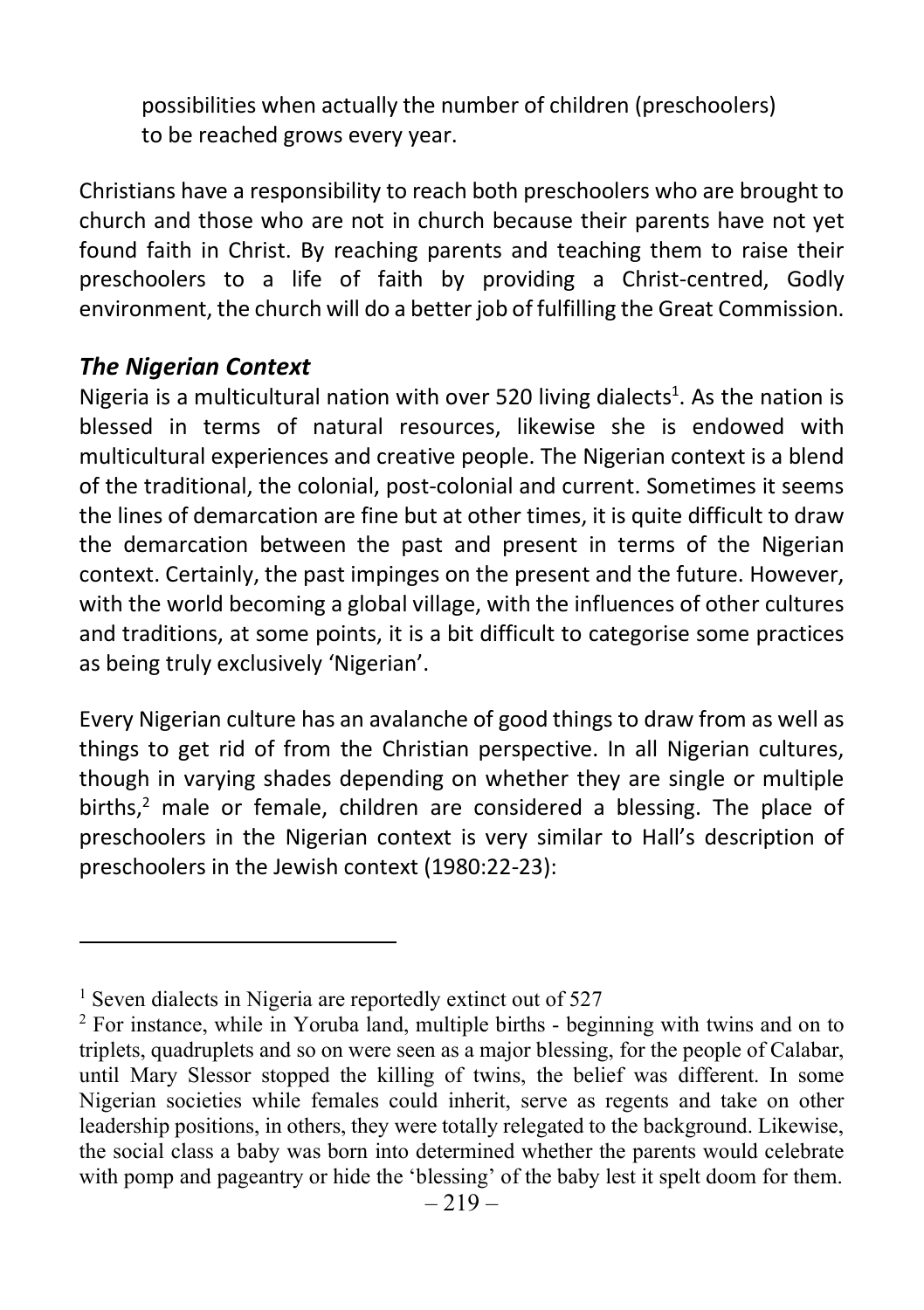possibilities when actually the number of children (preschoolers) to be reached grows every year.

Christians have a responsibility to reach both preschoolers who are brought to church and those who are not in church because their parents have not yet found faith in Christ. By reaching parents and teaching them to raise their preschoolers to a life of faith by providing a Christ-centred, Godly environment, the church will do a better job of fulfilling the Great Commission.

### *The Nigerian Context*

Nigeria is a multicultural nation with over 520 living dialects[1]. As the nation is blessed in terms of natural resources, likewise she is endowed with multicultural experiences and creative people. The Nigerian context is a blend of the traditional, the colonial, post-colonial and current. Sometimes it seems the lines of demarcation are fine but at other times, it is quite difficult to draw the demarcation between the past and present in terms of the Nigerian context. Certainly, the past impinges on the present and the future. However, with the world becoming a global village, with the influences of other cultures and traditions, at some points, it is a bit difficult to categorise some practices as being truly exclusively 'Nigerian'.

Every Nigerian culture has an avalanche of good things to draw from as well as things to get rid of from the Christian perspective. In all Nigerian cultures, though in varying shades depending on whether they are single or multiple births,[2] male or female, children are considered a blessing. The place of preschoolers in the Nigerian context is very similar to Hall's description of preschoolers in the Jewish context (1980:22-23):

---

[1] Seven dialects in Nigeria are reportedly extinct out of 527

[2] For instance, while in Yoruba land, multiple births - beginning with twins and on to triplets, quadruplets and so on were seen as a major blessing, for the people of Calabar, until Mary Slessor stopped the killing of twins, the belief was different. In some Nigerian societies while females could inherit, serve as regents and take on other leadership positions, in others, they were totally relegated to the background. Likewise, the social class a baby was born into determined whether the parents would celebrate with pomp and pageantry or hide the 'blessing' of the baby lest it spelt doom for them.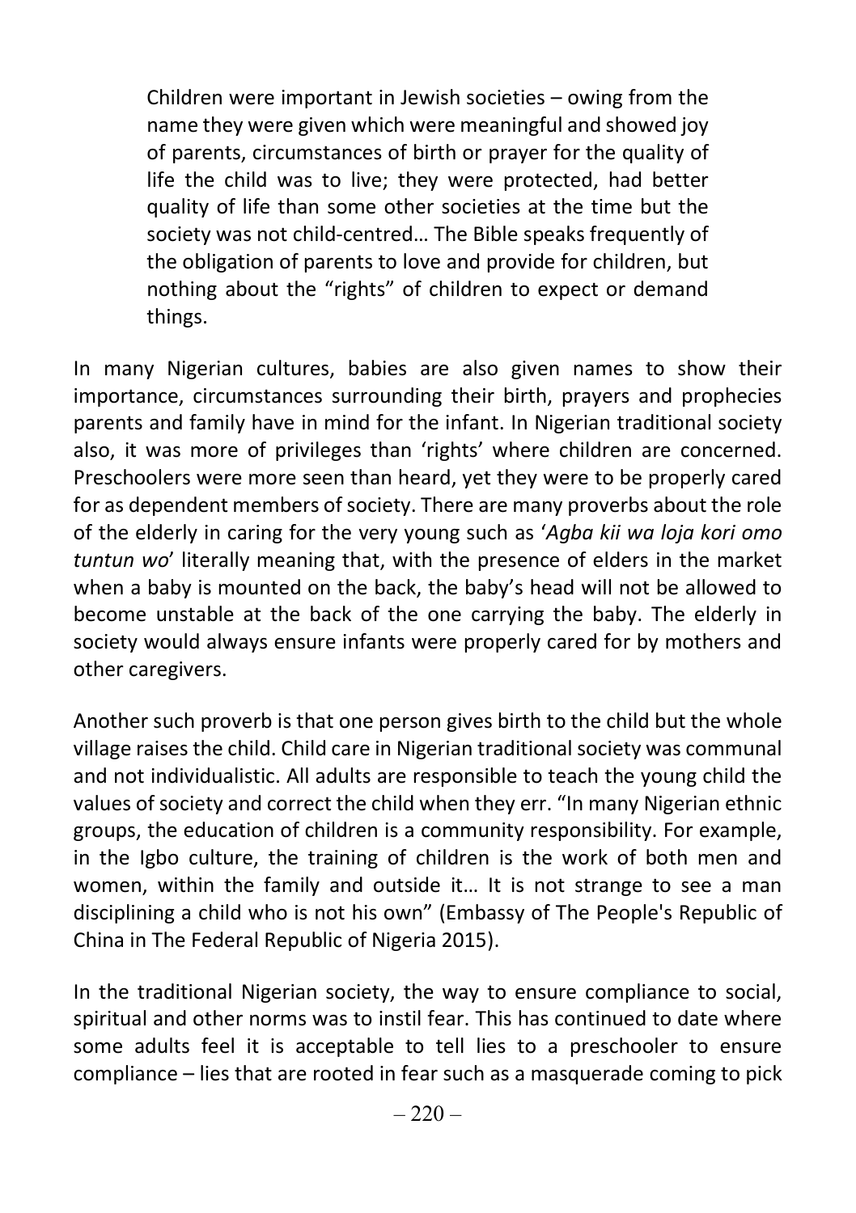> Children were important in Jewish societies – owing from the name they were given which were meaningful and showed joy of parents, circumstances of birth or prayer for the quality of life the child was to live; they were protected, had better quality of life than some other societies at the time but the society was not child-centred… The Bible speaks frequently of the obligation of parents to love and provide for children, but nothing about the "rights" of children to expect or demand things.

In many Nigerian cultures, babies are also given names to show their importance, circumstances surrounding their birth, prayers and prophecies parents and family have in mind for the infant. In Nigerian traditional society also, it was more of privileges than 'rights' where children are concerned. Preschoolers were more seen than heard, yet they were to be properly cared for as dependent members of society. There are many proverbs about the role of the elderly in caring for the very young such as '*Agba kii wa loja kori omo tuntun wo*' literally meaning that, with the presence of elders in the market when a baby is mounted on the back, the baby's head will not be allowed to become unstable at the back of the one carrying the baby. The elderly in society would always ensure infants were properly cared for by mothers and other caregivers.

Another such proverb is that one person gives birth to the child but the whole village raises the child. Child care in Nigerian traditional society was communal and not individualistic. All adults are responsible to teach the young child the values of society and correct the child when they err. "In many Nigerian ethnic groups, the education of children is a community responsibility. For example, in the Igbo culture, the training of children is the work of both men and women, within the family and outside it… It is not strange to see a man disciplining a child who is not his own" (Embassy of The People's Republic of China in The Federal Republic of Nigeria 2015).

In the traditional Nigerian society, the way to ensure compliance to social, spiritual and other norms was to instil fear. This has continued to date where some adults feel it is acceptable to tell lies to a preschooler to ensure compliance – lies that are rooted in fear such as a masquerade coming to pick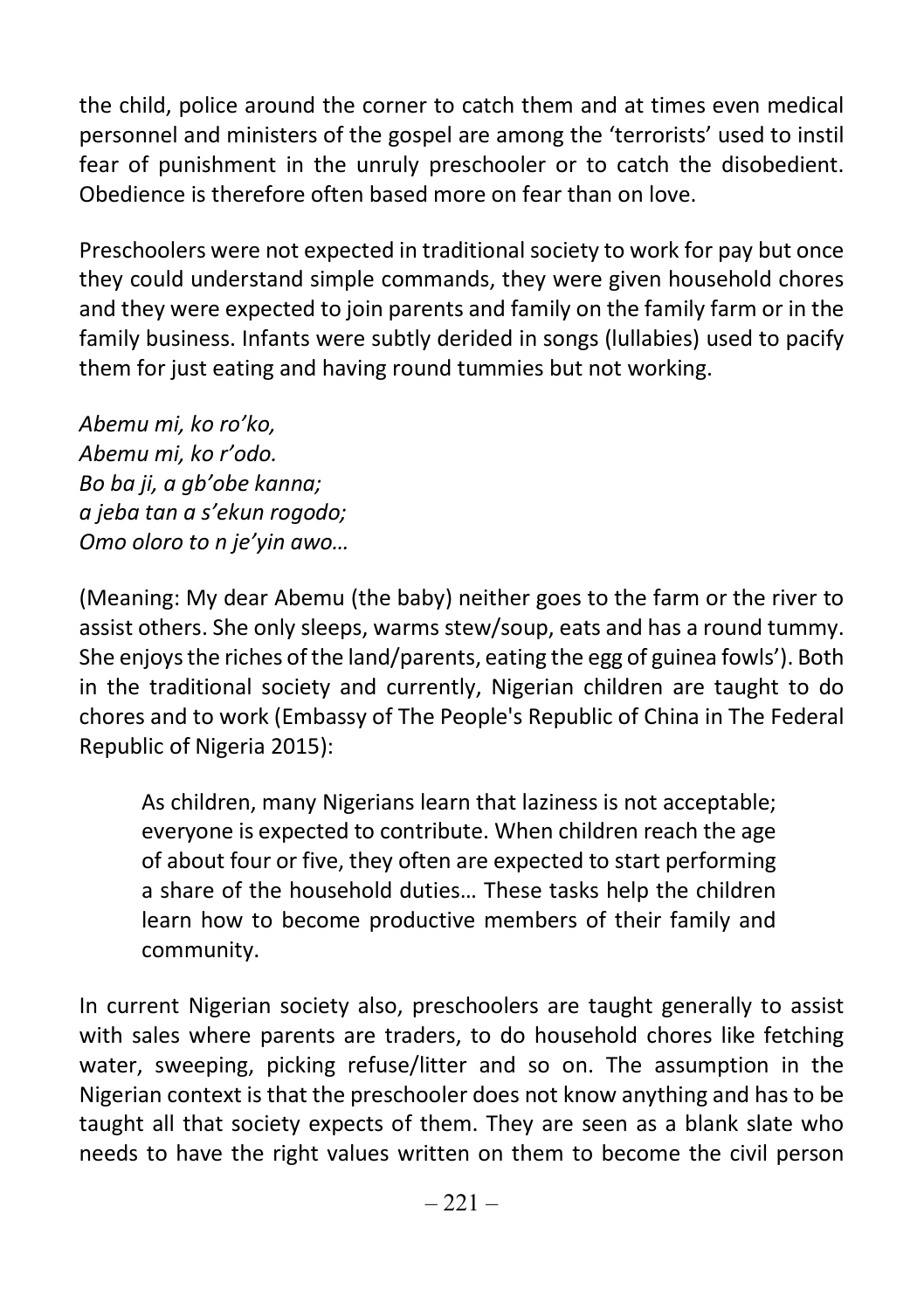the child, police around the corner to catch them and at times even medical personnel and ministers of the gospel are among the 'terrorists' used to instil fear of punishment in the unruly preschooler or to catch the disobedient. Obedience is therefore often based more on fear than on love.

Preschoolers were not expected in traditional society to work for pay but once they could understand simple commands, they were given household chores and they were expected to join parents and family on the family farm or in the family business. Infants were subtly derided in songs (lullabies) used to pacify them for just eating and having round tummies but not working.

*Abemu mi, ko ro'ko,*
*Abemu mi, ko r'odo.*
*Bo ba ji, a gb'obe kanna;*
*a jeba tan a s'ekun rogodo;*
*Omo oloro to n je'yin awo…*

(Meaning: My dear Abemu (the baby) neither goes to the farm or the river to assist others. She only sleeps, warms stew/soup, eats and has a round tummy. She enjoys the riches of the land/parents, eating the egg of guinea fowls'). Both in the traditional society and currently, Nigerian children are taught to do chores and to work (Embassy of The People's Republic of China in The Federal Republic of Nigeria 2015):

> As children, many Nigerians learn that laziness is not acceptable; everyone is expected to contribute. When children reach the age of about four or five, they often are expected to start performing a share of the household duties… These tasks help the children learn how to become productive members of their family and community.

In current Nigerian society also, preschoolers are taught generally to assist with sales where parents are traders, to do household chores like fetching water, sweeping, picking refuse/litter and so on. The assumption in the Nigerian context is that the preschooler does not know anything and has to be taught all that society expects of them. They are seen as a blank slate who needs to have the right values written on them to become the civil person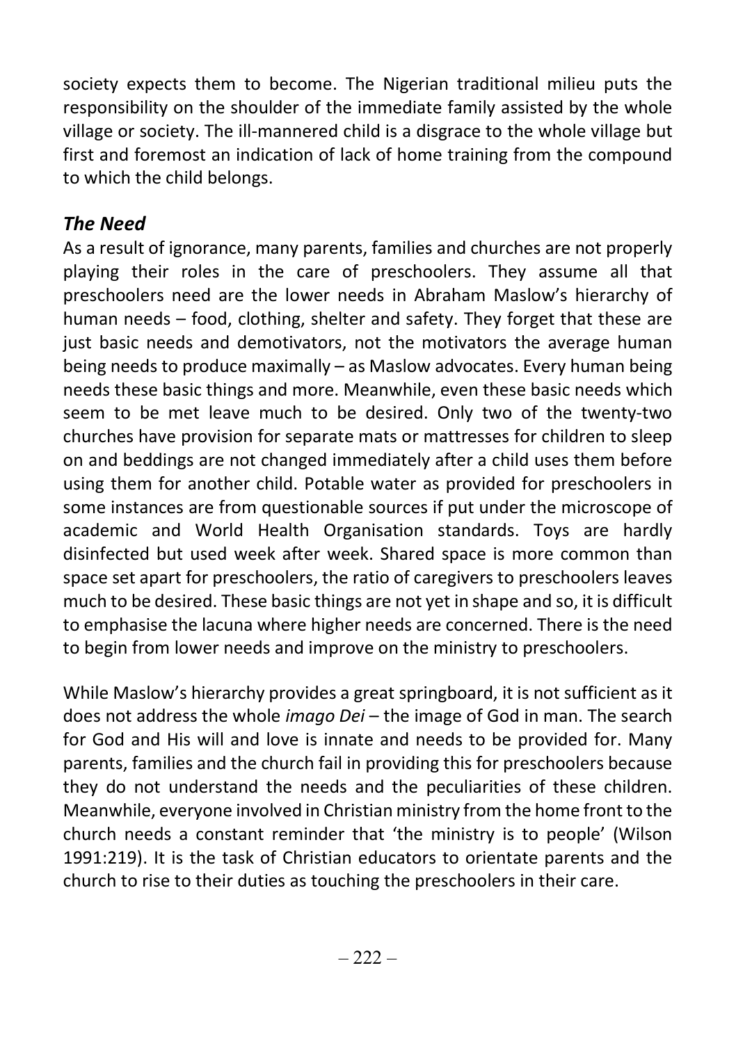society expects them to become. The Nigerian traditional milieu puts the responsibility on the shoulder of the immediate family assisted by the whole village or society. The ill-mannered child is a disgrace to the whole village but first and foremost an indication of lack of home training from the compound to which the child belongs.

### *The Need*

As a result of ignorance, many parents, families and churches are not properly playing their roles in the care of preschoolers. They assume all that preschoolers need are the lower needs in Abraham Maslow's hierarchy of human needs – food, clothing, shelter and safety. They forget that these are just basic needs and demotivators, not the motivators the average human being needs to produce maximally – as Maslow advocates. Every human being needs these basic things and more. Meanwhile, even these basic needs which seem to be met leave much to be desired. Only two of the twenty-two churches have provision for separate mats or mattresses for children to sleep on and beddings are not changed immediately after a child uses them before using them for another child. Potable water as provided for preschoolers in some instances are from questionable sources if put under the microscope of academic and World Health Organisation standards. Toys are hardly disinfected but used week after week. Shared space is more common than space set apart for preschoolers, the ratio of caregivers to preschoolers leaves much to be desired. These basic things are not yet in shape and so, it is difficult to emphasise the lacuna where higher needs are concerned. There is the need to begin from lower needs and improve on the ministry to preschoolers.

While Maslow's hierarchy provides a great springboard, it is not sufficient as it does not address the whole *imago Dei* – the image of God in man. The search for God and His will and love is innate and needs to be provided for. Many parents, families and the church fail in providing this for preschoolers because they do not understand the needs and the peculiarities of these children. Meanwhile, everyone involved in Christian ministry from the home front to the church needs a constant reminder that 'the ministry is to people' (Wilson 1991:219). It is the task of Christian educators to orientate parents and the church to rise to their duties as touching the preschoolers in their care.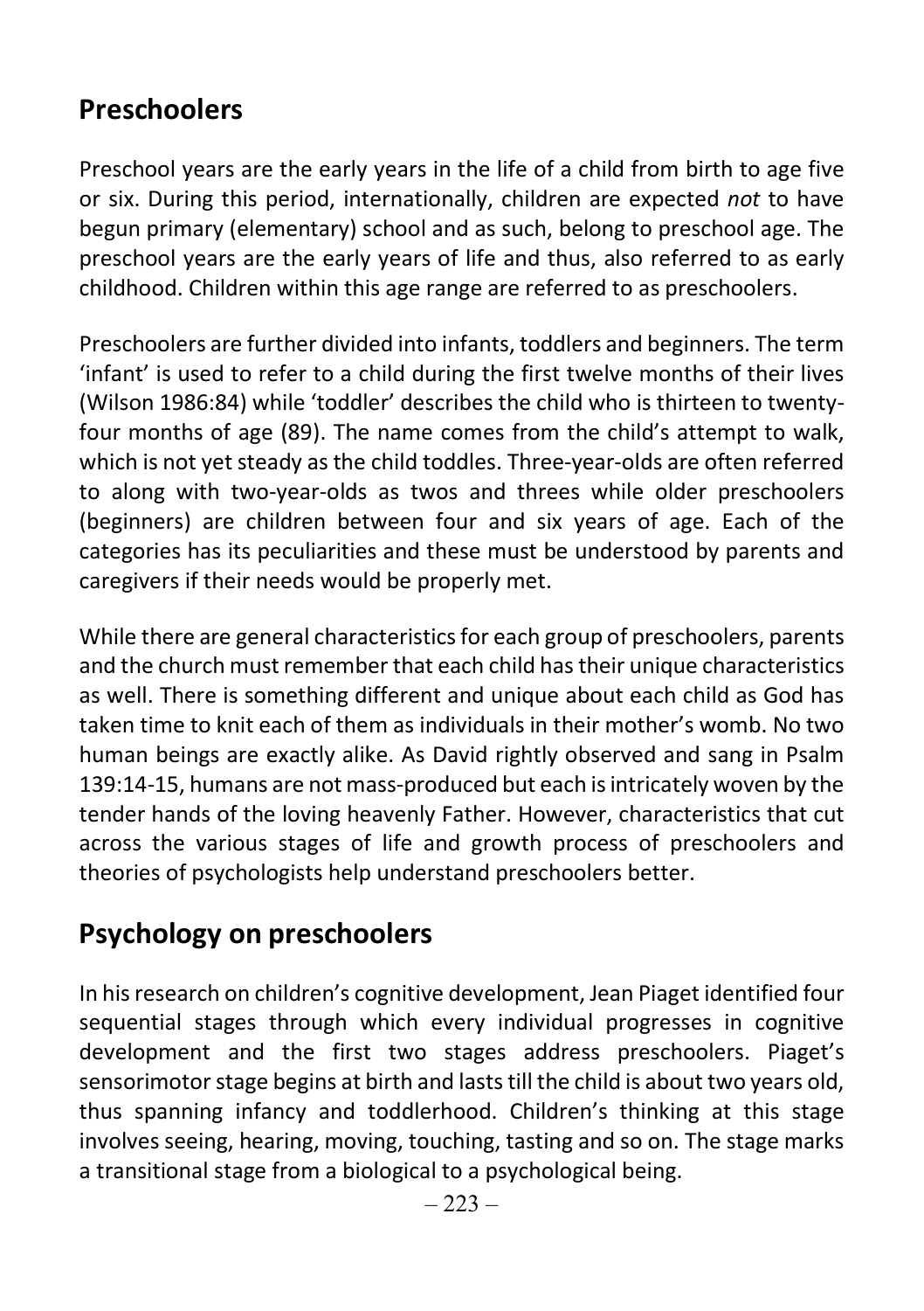## Preschoolers

Preschool years are the early years in the life of a child from birth to age five or six. During this period, internationally, children are expected *not* to have begun primary (elementary) school and as such, belong to preschool age. The preschool years are the early years of life and thus, also referred to as early childhood. Children within this age range are referred to as preschoolers.

Preschoolers are further divided into infants, toddlers and beginners. The term 'infant' is used to refer to a child during the first twelve months of their lives (Wilson 1986:84) while 'toddler' describes the child who is thirteen to twenty-four months of age (89). The name comes from the child's attempt to walk, which is not yet steady as the child toddles. Three-year-olds are often referred to along with two-year-olds as twos and threes while older preschoolers (beginners) are children between four and six years of age. Each of the categories has its peculiarities and these must be understood by parents and caregivers if their needs would be properly met.

While there are general characteristics for each group of preschoolers, parents and the church must remember that each child has their unique characteristics as well. There is something different and unique about each child as God has taken time to knit each of them as individuals in their mother's womb. No two human beings are exactly alike. As David rightly observed and sang in Psalm 139:14-15, humans are not mass-produced but each is intricately woven by the tender hands of the loving heavenly Father. However, characteristics that cut across the various stages of life and growth process of preschoolers and theories of psychologists help understand preschoolers better.

## Psychology on preschoolers

In his research on children's cognitive development, Jean Piaget identified four sequential stages through which every individual progresses in cognitive development and the first two stages address preschoolers. Piaget's sensorimotor stage begins at birth and lasts till the child is about two years old, thus spanning infancy and toddlerhood. Children's thinking at this stage involves seeing, hearing, moving, touching, tasting and so on. The stage marks a transitional stage from a biological to a psychological being.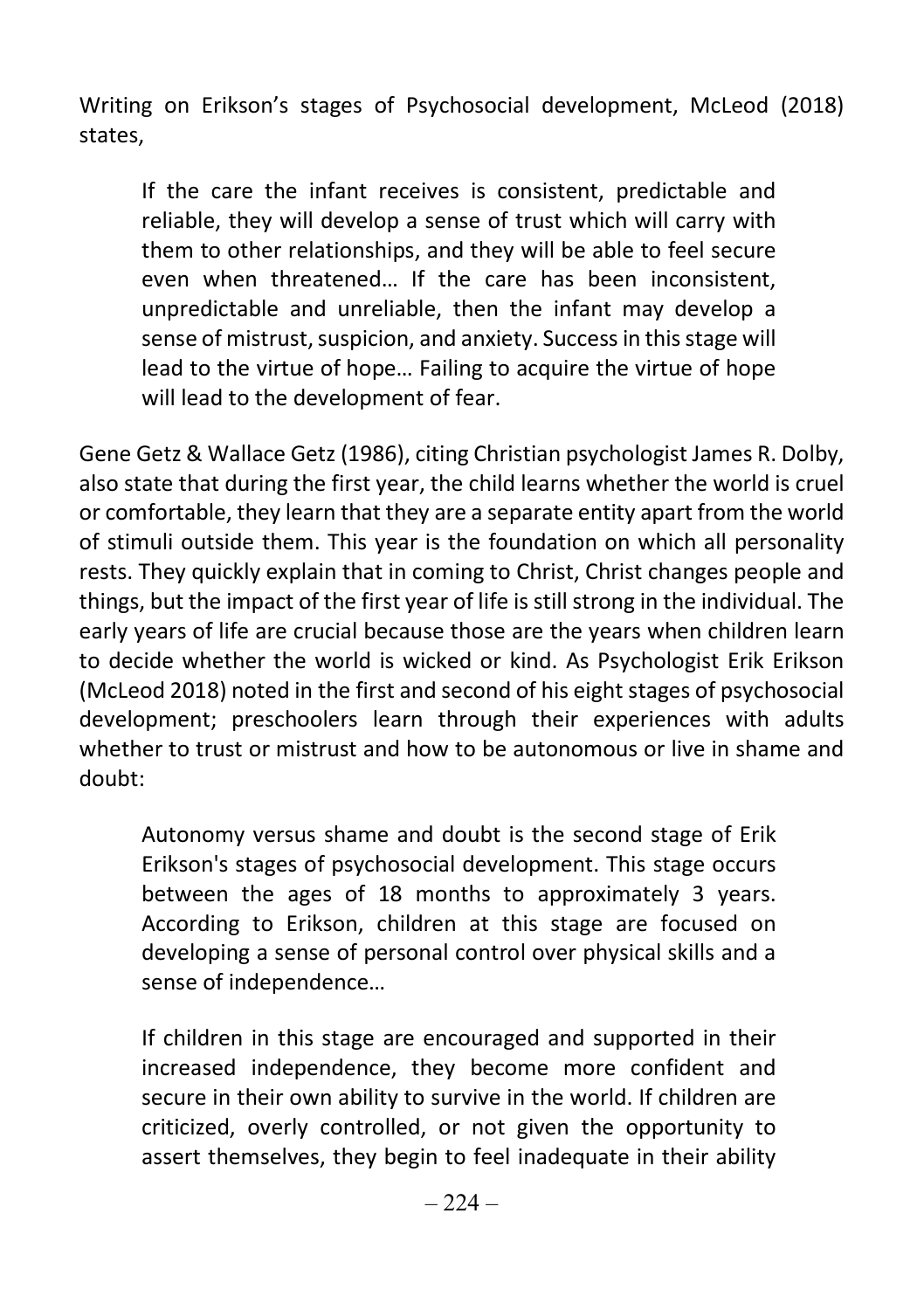Writing on Erikson's stages of Psychosocial development, McLeod (2018) states,

> If the care the infant receives is consistent, predictable and reliable, they will develop a sense of trust which will carry with them to other relationships, and they will be able to feel secure even when threatened… If the care has been inconsistent, unpredictable and unreliable, then the infant may develop a sense of mistrust, suspicion, and anxiety. Success in this stage will lead to the virtue of hope… Failing to acquire the virtue of hope will lead to the development of fear.

Gene Getz & Wallace Getz (1986), citing Christian psychologist James R. Dolby, also state that during the first year, the child learns whether the world is cruel or comfortable, they learn that they are a separate entity apart from the world of stimuli outside them. This year is the foundation on which all personality rests. They quickly explain that in coming to Christ, Christ changes people and things, but the impact of the first year of life is still strong in the individual. The early years of life are crucial because those are the years when children learn to decide whether the world is wicked or kind. As Psychologist Erik Erikson (McLeod 2018) noted in the first and second of his eight stages of psychosocial development; preschoolers learn through their experiences with adults whether to trust or mistrust and how to be autonomous or live in shame and doubt:

> Autonomy versus shame and doubt is the second stage of Erik Erikson's stages of psychosocial development. This stage occurs between the ages of 18 months to approximately 3 years. According to Erikson, children at this stage are focused on developing a sense of personal control over physical skills and a sense of independence…
>
> If children in this stage are encouraged and supported in their increased independence, they become more confident and secure in their own ability to survive in the world. If children are criticized, overly controlled, or not given the opportunity to assert themselves, they begin to feel inadequate in their ability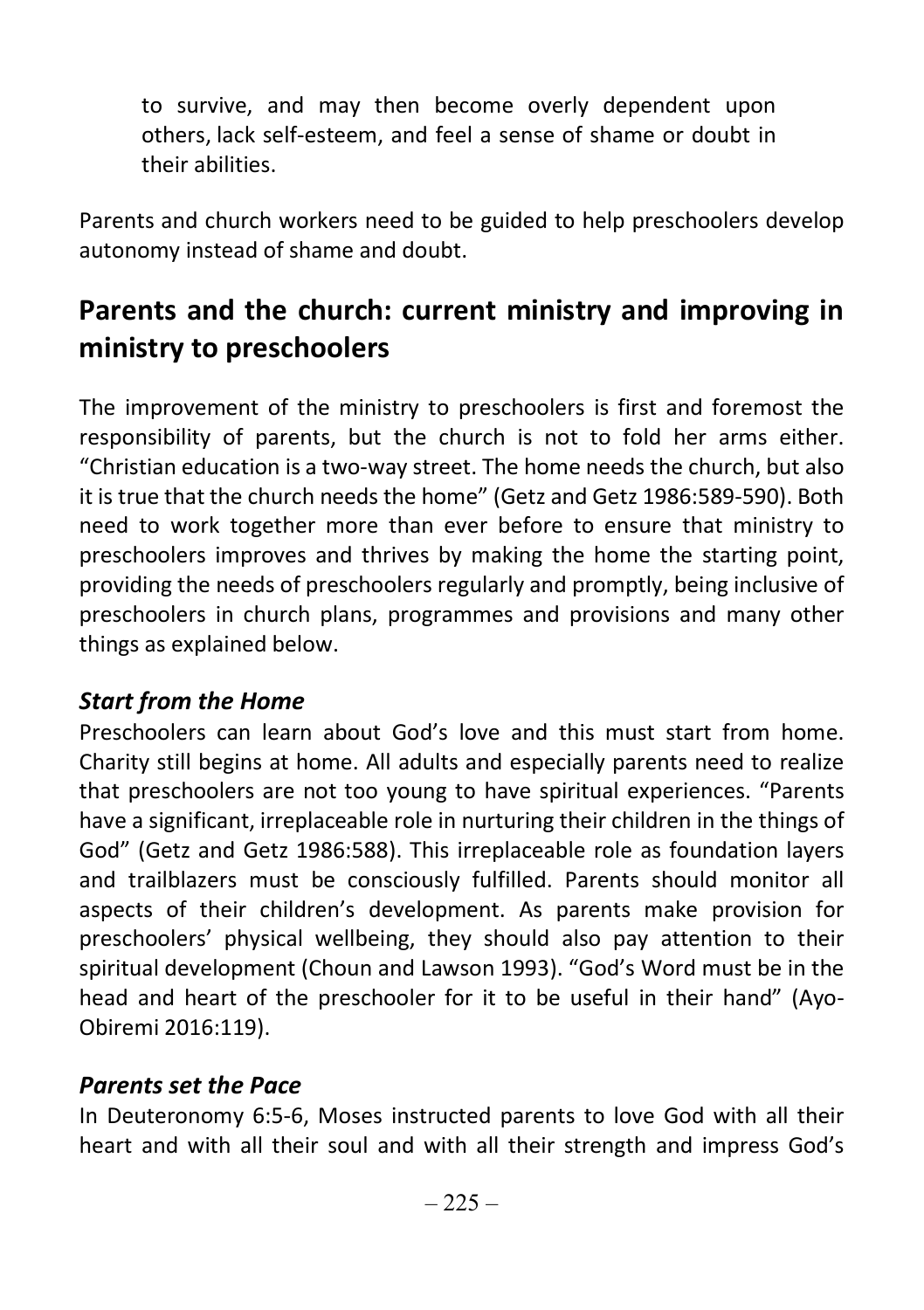to survive, and may then become overly dependent upon others, lack self-esteem, and feel a sense of shame or doubt in their abilities.

Parents and church workers need to be guided to help preschoolers develop autonomy instead of shame and doubt.

## Parents and the church: current ministry and improving in ministry to preschoolers

The improvement of the ministry to preschoolers is first and foremost the responsibility of parents, but the church is not to fold her arms either. "Christian education is a two-way street. The home needs the church, but also it is true that the church needs the home" (Getz and Getz 1986:589-590). Both need to work together more than ever before to ensure that ministry to preschoolers improves and thrives by making the home the starting point, providing the needs of preschoolers regularly and promptly, being inclusive of preschoolers in church plans, programmes and provisions and many other things as explained below.

### *Start from the Home*

Preschoolers can learn about God's love and this must start from home. Charity still begins at home. All adults and especially parents need to realize that preschoolers are not too young to have spiritual experiences. "Parents have a significant, irreplaceable role in nurturing their children in the things of God" (Getz and Getz 1986:588). This irreplaceable role as foundation layers and trailblazers must be consciously fulfilled. Parents should monitor all aspects of their children's development. As parents make provision for preschoolers' physical wellbeing, they should also pay attention to their spiritual development (Choun and Lawson 1993). "God's Word must be in the head and heart of the preschooler for it to be useful in their hand" (Ayo-Obiremi 2016:119).

### *Parents set the Pace*

In Deuteronomy 6:5-6, Moses instructed parents to love God with all their heart and with all their soul and with all their strength and impress God's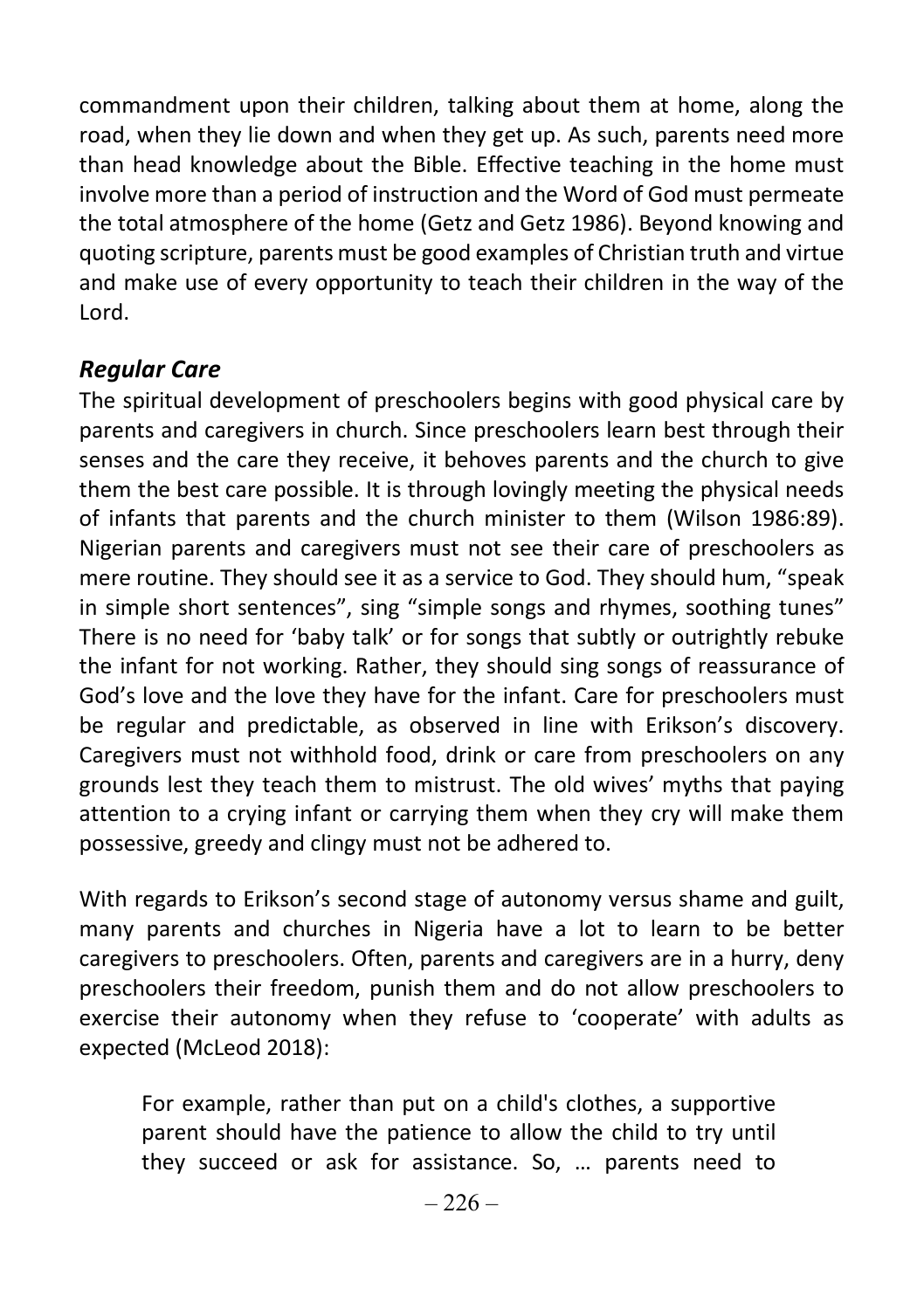commandment upon their children, talking about them at home, along the road, when they lie down and when they get up. As such, parents need more than head knowledge about the Bible. Effective teaching in the home must involve more than a period of instruction and the Word of God must permeate the total atmosphere of the home (Getz and Getz 1986). Beyond knowing and quoting scripture, parents must be good examples of Christian truth and virtue and make use of every opportunity to teach their children in the way of the Lord.

### *Regular Care*

The spiritual development of preschoolers begins with good physical care by parents and caregivers in church. Since preschoolers learn best through their senses and the care they receive, it behoves parents and the church to give them the best care possible. It is through lovingly meeting the physical needs of infants that parents and the church minister to them (Wilson 1986:89). Nigerian parents and caregivers must not see their care of preschoolers as mere routine. They should see it as a service to God. They should hum, "speak in simple short sentences", sing "simple songs and rhymes, soothing tunes" There is no need for 'baby talk' or for songs that subtly or outrightly rebuke the infant for not working. Rather, they should sing songs of reassurance of God's love and the love they have for the infant. Care for preschoolers must be regular and predictable, as observed in line with Erikson's discovery. Caregivers must not withhold food, drink or care from preschoolers on any grounds lest they teach them to mistrust. The old wives' myths that paying attention to a crying infant or carrying them when they cry will make them possessive, greedy and clingy must not be adhered to.

With regards to Erikson's second stage of autonomy versus shame and guilt, many parents and churches in Nigeria have a lot to learn to be better caregivers to preschoolers. Often, parents and caregivers are in a hurry, deny preschoolers their freedom, punish them and do not allow preschoolers to exercise their autonomy when they refuse to 'cooperate' with adults as expected (McLeod 2018):

> For example, rather than put on a child's clothes, a supportive parent should have the patience to allow the child to try until they succeed or ask for assistance. So, … parents need to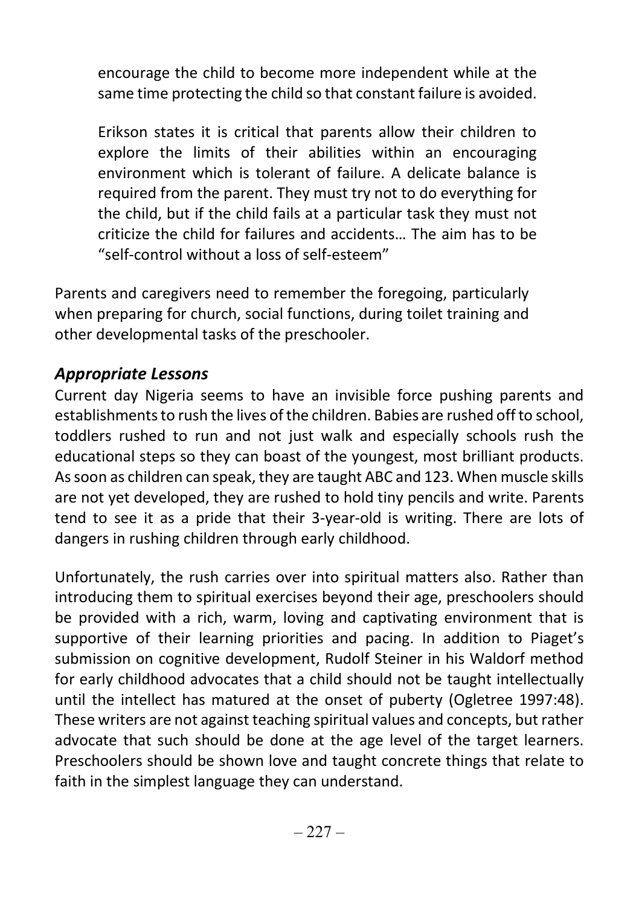> encourage the child to become more independent while at the same time protecting the child so that constant failure is avoided.
>
> Erikson states it is critical that parents allow their children to explore the limits of their abilities within an encouraging environment which is tolerant of failure. A delicate balance is required from the parent. They must try not to do everything for the child, but if the child fails at a particular task they must not criticize the child for failures and accidents… The aim has to be "self-control without a loss of self-esteem"

Parents and caregivers need to remember the foregoing, particularly when preparing for church, social functions, during toilet training and other developmental tasks of the preschooler.

### *Appropriate Lessons*

Current day Nigeria seems to have an invisible force pushing parents and establishments to rush the lives of the children. Babies are rushed off to school, toddlers rushed to run and not just walk and especially schools rush the educational steps so they can boast of the youngest, most brilliant products. As soon as children can speak, they are taught ABC and 123. When muscle skills are not yet developed, they are rushed to hold tiny pencils and write. Parents tend to see it as a pride that their 3-year-old is writing. There are lots of dangers in rushing children through early childhood.

Unfortunately, the rush carries over into spiritual matters also. Rather than introducing them to spiritual exercises beyond their age, preschoolers should be provided with a rich, warm, loving and captivating environment that is supportive of their learning priorities and pacing. In addition to Piaget's submission on cognitive development, Rudolf Steiner in his Waldorf method for early childhood advocates that a child should not be taught intellectually until the intellect has matured at the onset of puberty (Ogletree 1997:48). These writers are not against teaching spiritual values and concepts, but rather advocate that such should be done at the age level of the target learners. Preschoolers should be shown love and taught concrete things that relate to faith in the simplest language they can understand.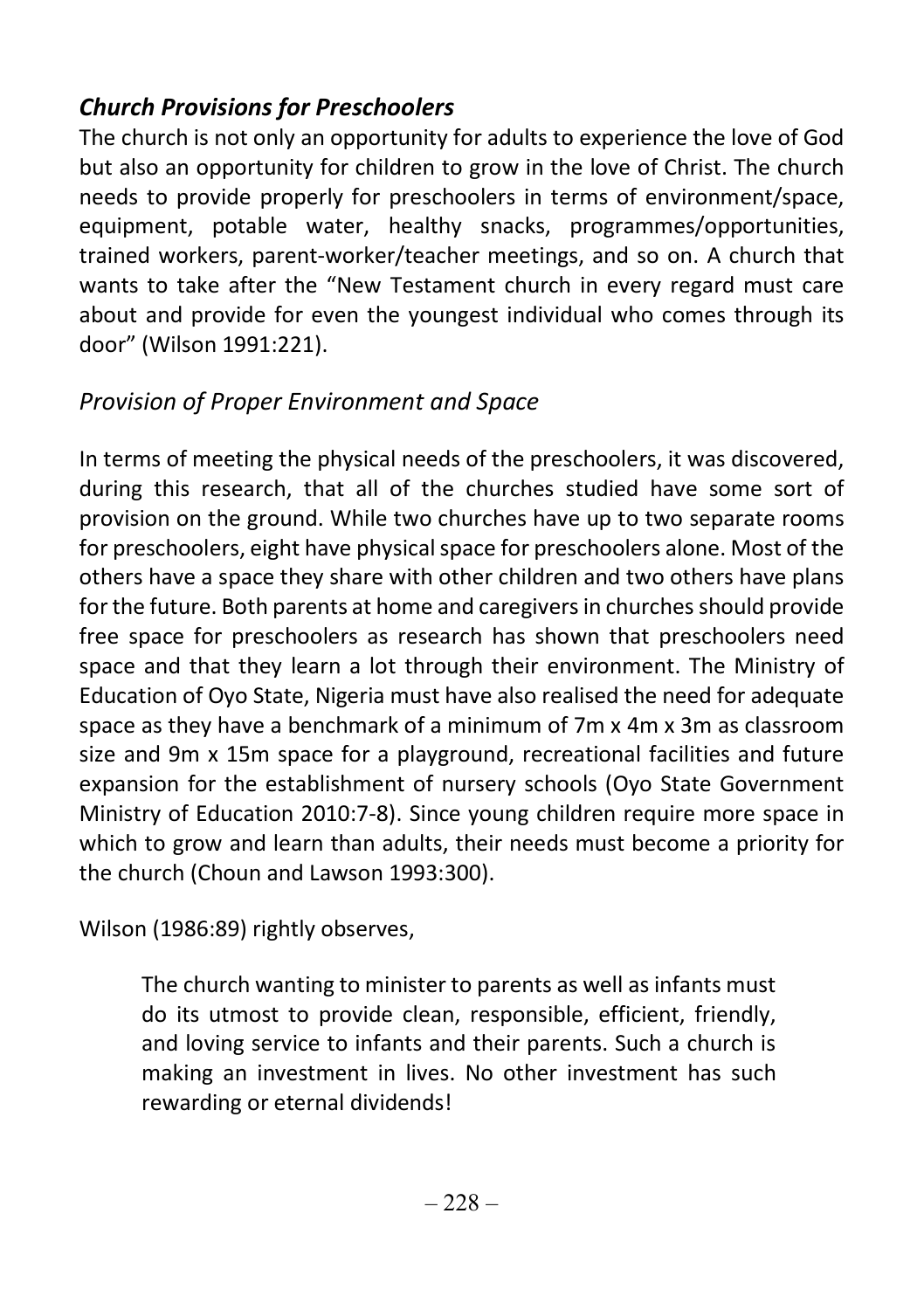### ***Church Provisions for Preschoolers***

The church is not only an opportunity for adults to experience the love of God but also an opportunity for children to grow in the love of Christ. The church needs to provide properly for preschoolers in terms of environment/space, equipment, potable water, healthy snacks, programmes/opportunities, trained workers, parent-worker/teacher meetings, and so on. A church that wants to take after the "New Testament church in every regard must care about and provide for even the youngest individual who comes through its door" (Wilson 1991:221).

### *Provision of Proper Environment and Space*

In terms of meeting the physical needs of the preschoolers, it was discovered, during this research, that all of the churches studied have some sort of provision on the ground. While two churches have up to two separate rooms for preschoolers, eight have physical space for preschoolers alone. Most of the others have a space they share with other children and two others have plans for the future. Both parents at home and caregivers in churches should provide free space for preschoolers as research has shown that preschoolers need space and that they learn a lot through their environment. The Ministry of Education of Oyo State, Nigeria must have also realised the need for adequate space as they have a benchmark of a minimum of 7m x 4m x 3m as classroom size and 9m x 15m space for a playground, recreational facilities and future expansion for the establishment of nursery schools (Oyo State Government Ministry of Education 2010:7-8). Since young children require more space in which to grow and learn than adults, their needs must become a priority for the church (Choun and Lawson 1993:300).

Wilson (1986:89) rightly observes,

> The church wanting to minister to parents as well as infants must do its utmost to provide clean, responsible, efficient, friendly, and loving service to infants and their parents. Such a church is making an investment in lives. No other investment has such rewarding or eternal dividends!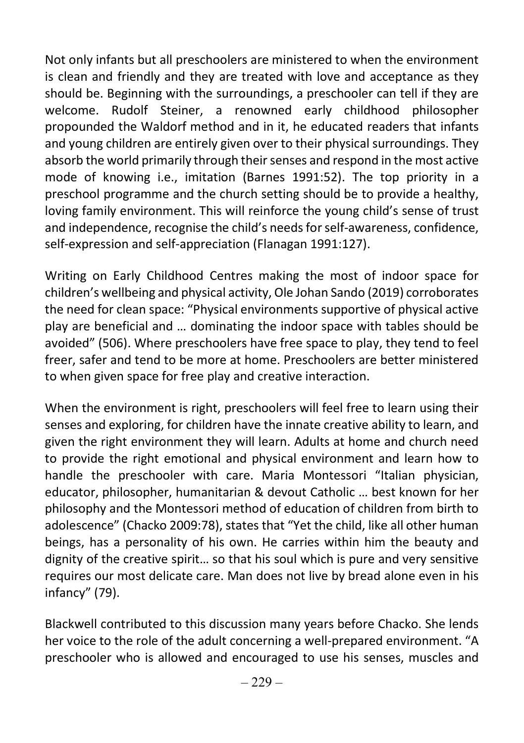Not only infants but all preschoolers are ministered to when the environment is clean and friendly and they are treated with love and acceptance as they should be. Beginning with the surroundings, a preschooler can tell if they are welcome. Rudolf Steiner, a renowned early childhood philosopher propounded the Waldorf method and in it, he educated readers that infants and young children are entirely given over to their physical surroundings. They absorb the world primarily through their senses and respond in the most active mode of knowing i.e., imitation (Barnes 1991:52). The top priority in a preschool programme and the church setting should be to provide a healthy, loving family environment. This will reinforce the young child's sense of trust and independence, recognise the child's needs for self-awareness, confidence, self-expression and self-appreciation (Flanagan 1991:127).

Writing on Early Childhood Centres making the most of indoor space for children's wellbeing and physical activity, Ole Johan Sando (2019) corroborates the need for clean space: "Physical environments supportive of physical active play are beneficial and … dominating the indoor space with tables should be avoided" (506). Where preschoolers have free space to play, they tend to feel freer, safer and tend to be more at home. Preschoolers are better ministered to when given space for free play and creative interaction.

When the environment is right, preschoolers will feel free to learn using their senses and exploring, for children have the innate creative ability to learn, and given the right environment they will learn. Adults at home and church need to provide the right emotional and physical environment and learn how to handle the preschooler with care. Maria Montessori "Italian physician, educator, philosopher, humanitarian & devout Catholic … best known for her philosophy and the Montessori method of education of children from birth to adolescence" (Chacko 2009:78), states that "Yet the child, like all other human beings, has a personality of his own. He carries within him the beauty and dignity of the creative spirit… so that his soul which is pure and very sensitive requires our most delicate care. Man does not live by bread alone even in his infancy" (79).

Blackwell contributed to this discussion many years before Chacko. She lends her voice to the role of the adult concerning a well-prepared environment. "A preschooler who is allowed and encouraged to use his senses, muscles and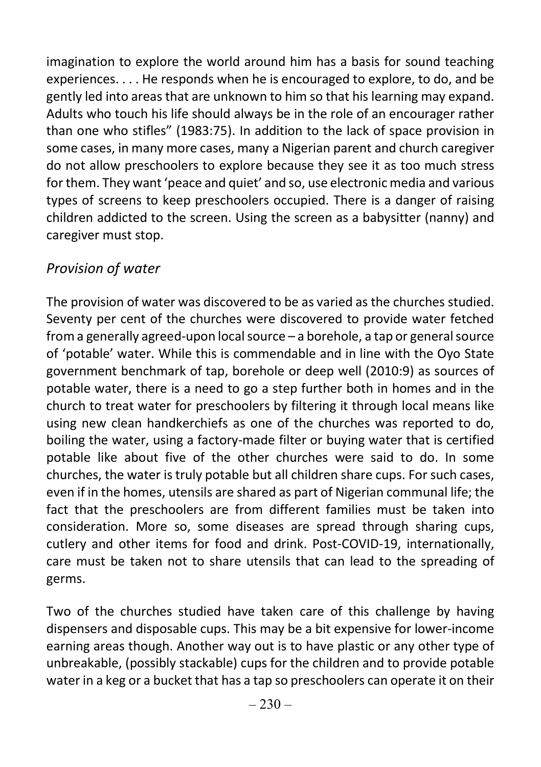imagination to explore the world around him has a basis for sound teaching experiences. . . . He responds when he is encouraged to explore, to do, and be gently led into areas that are unknown to him so that his learning may expand. Adults who touch his life should always be in the role of an encourager rather than one who stifles" (1983:75). In addition to the lack of space provision in some cases, in many more cases, many a Nigerian parent and church caregiver do not allow preschoolers to explore because they see it as too much stress for them. They want 'peace and quiet' and so, use electronic media and various types of screens to keep preschoolers occupied. There is a danger of raising children addicted to the screen. Using the screen as a babysitter (nanny) and caregiver must stop.

### *Provision of water*

The provision of water was discovered to be as varied as the churches studied. Seventy per cent of the churches were discovered to provide water fetched from a generally agreed-upon local source – a borehole, a tap or general source of 'potable' water. While this is commendable and in line with the Oyo State government benchmark of tap, borehole or deep well (2010:9) as sources of potable water, there is a need to go a step further both in homes and in the church to treat water for preschoolers by filtering it through local means like using new clean handkerchiefs as one of the churches was reported to do, boiling the water, using a factory-made filter or buying water that is certified potable like about five of the other churches were said to do. In some churches, the water is truly potable but all children share cups. For such cases, even if in the homes, utensils are shared as part of Nigerian communal life; the fact that the preschoolers are from different families must be taken into consideration. More so, some diseases are spread through sharing cups, cutlery and other items for food and drink. Post-COVID-19, internationally, care must be taken not to share utensils that can lead to the spreading of germs.

Two of the churches studied have taken care of this challenge by having dispensers and disposable cups. This may be a bit expensive for lower-income earning areas though. Another way out is to have plastic or any other type of unbreakable, (possibly stackable) cups for the children and to provide potable water in a keg or a bucket that has a tap so preschoolers can operate it on their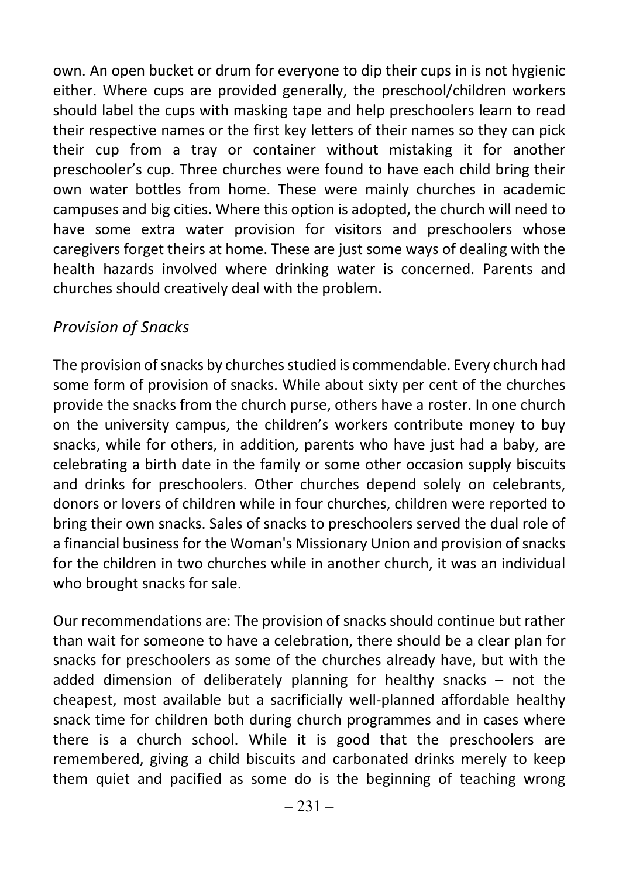own. An open bucket or drum for everyone to dip their cups in is not hygienic either. Where cups are provided generally, the preschool/children workers should label the cups with masking tape and help preschoolers learn to read their respective names or the first key letters of their names so they can pick their cup from a tray or container without mistaking it for another preschooler's cup. Three churches were found to have each child bring their own water bottles from home. These were mainly churches in academic campuses and big cities. Where this option is adopted, the church will need to have some extra water provision for visitors and preschoolers whose caregivers forget theirs at home. These are just some ways of dealing with the health hazards involved where drinking water is concerned. Parents and churches should creatively deal with the problem.

### *Provision of Snacks*

The provision of snacks by churches studied is commendable. Every church had some form of provision of snacks. While about sixty per cent of the churches provide the snacks from the church purse, others have a roster. In one church on the university campus, the children's workers contribute money to buy snacks, while for others, in addition, parents who have just had a baby, are celebrating a birth date in the family or some other occasion supply biscuits and drinks for preschoolers. Other churches depend solely on celebrants, donors or lovers of children while in four churches, children were reported to bring their own snacks. Sales of snacks to preschoolers served the dual role of a financial business for the Woman's Missionary Union and provision of snacks for the children in two churches while in another church, it was an individual who brought snacks for sale.

Our recommendations are: The provision of snacks should continue but rather than wait for someone to have a celebration, there should be a clear plan for snacks for preschoolers as some of the churches already have, but with the added dimension of deliberately planning for healthy snacks – not the cheapest, most available but a sacrificially well-planned affordable healthy snack time for children both during church programmes and in cases where there is a church school. While it is good that the preschoolers are remembered, giving a child biscuits and carbonated drinks merely to keep them quiet and pacified as some do is the beginning of teaching wrong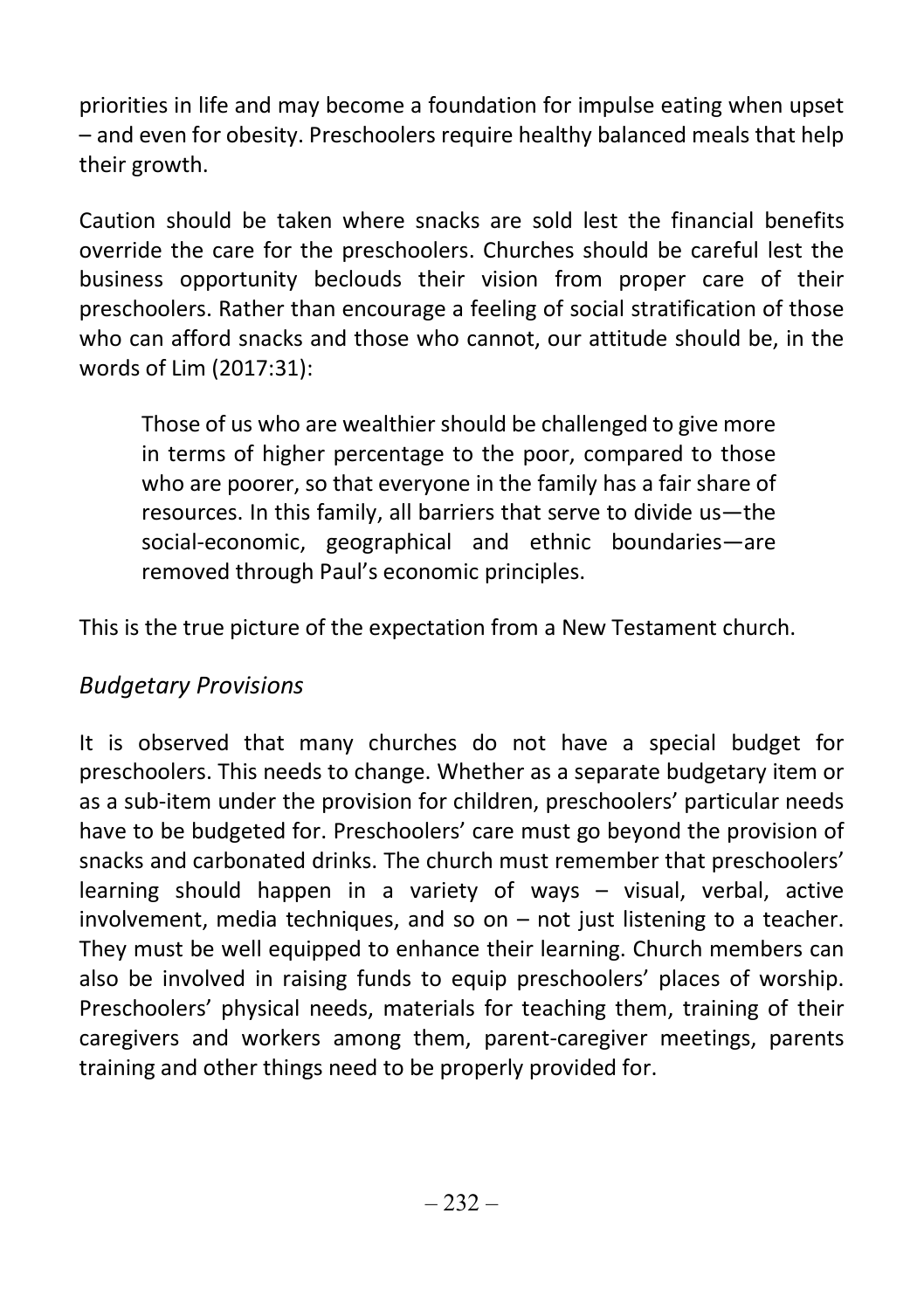priorities in life and may become a foundation for impulse eating when upset – and even for obesity. Preschoolers require healthy balanced meals that help their growth.

Caution should be taken where snacks are sold lest the financial benefits override the care for the preschoolers. Churches should be careful lest the business opportunity beclouds their vision from proper care of their preschoolers. Rather than encourage a feeling of social stratification of those who can afford snacks and those who cannot, our attitude should be, in the words of Lim (2017:31):

> Those of us who are wealthier should be challenged to give more in terms of higher percentage to the poor, compared to those who are poorer, so that everyone in the family has a fair share of resources. In this family, all barriers that serve to divide us—the social-economic, geographical and ethnic boundaries—are removed through Paul's economic principles.

This is the true picture of the expectation from a New Testament church.

### *Budgetary Provisions*

It is observed that many churches do not have a special budget for preschoolers. This needs to change. Whether as a separate budgetary item or as a sub-item under the provision for children, preschoolers' particular needs have to be budgeted for. Preschoolers' care must go beyond the provision of snacks and carbonated drinks. The church must remember that preschoolers' learning should happen in a variety of ways – visual, verbal, active involvement, media techniques, and so on – not just listening to a teacher. They must be well equipped to enhance their learning. Church members can also be involved in raising funds to equip preschoolers' places of worship. Preschoolers' physical needs, materials for teaching them, training of their caregivers and workers among them, parent-caregiver meetings, parents training and other things need to be properly provided for.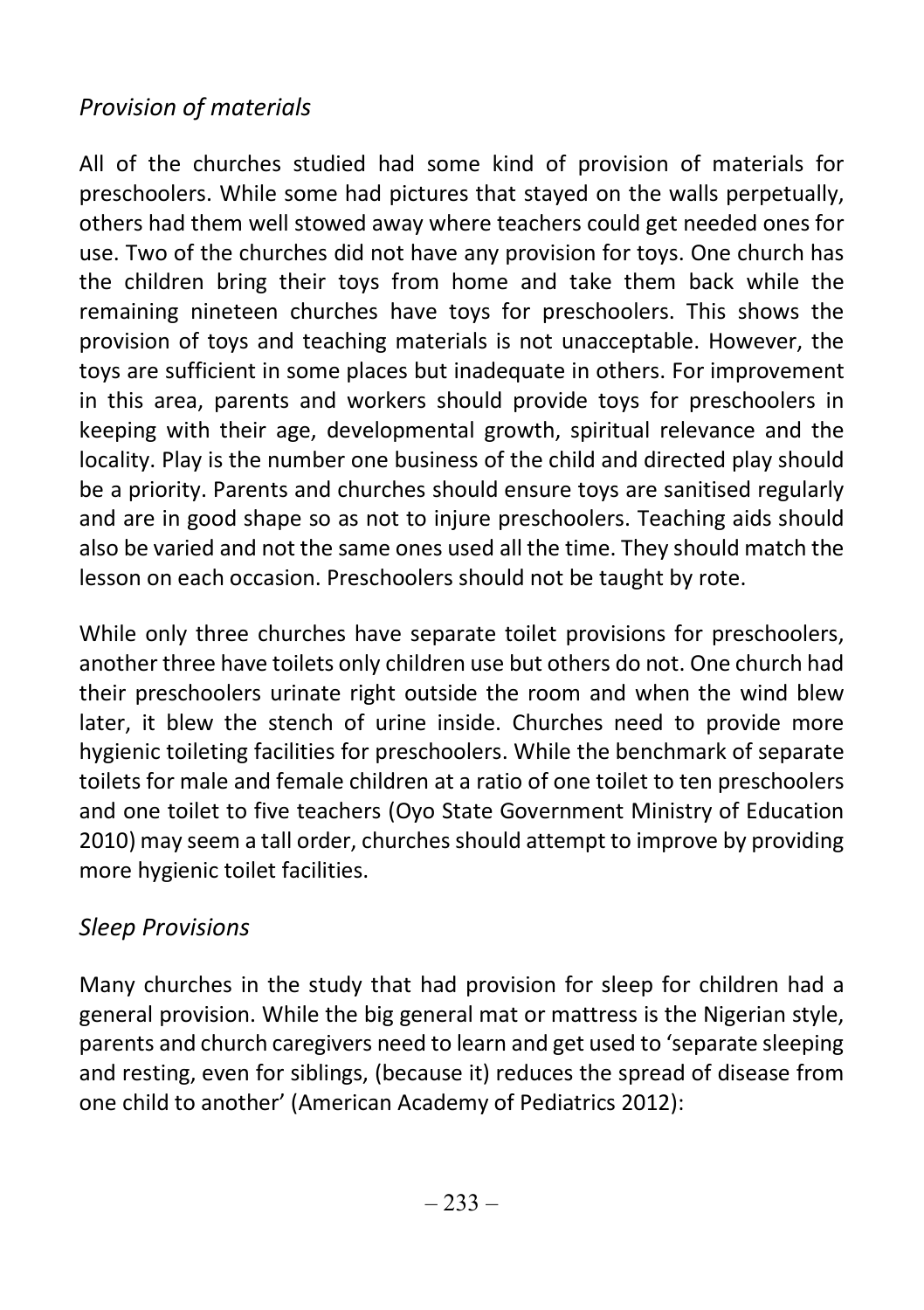*Provision of materials*

All of the churches studied had some kind of provision of materials for preschoolers. While some had pictures that stayed on the walls perpetually, others had them well stowed away where teachers could get needed ones for use. Two of the churches did not have any provision for toys. One church has the children bring their toys from home and take them back while the remaining nineteen churches have toys for preschoolers. This shows the provision of toys and teaching materials is not unacceptable. However, the toys are sufficient in some places but inadequate in others. For improvement in this area, parents and workers should provide toys for preschoolers in keeping with their age, developmental growth, spiritual relevance and the locality. Play is the number one business of the child and directed play should be a priority. Parents and churches should ensure toys are sanitised regularly and are in good shape so as not to injure preschoolers. Teaching aids should also be varied and not the same ones used all the time. They should match the lesson on each occasion. Preschoolers should not be taught by rote.

While only three churches have separate toilet provisions for preschoolers, another three have toilets only children use but others do not. One church had their preschoolers urinate right outside the room and when the wind blew later, it blew the stench of urine inside. Churches need to provide more hygienic toileting facilities for preschoolers. While the benchmark of separate toilets for male and female children at a ratio of one toilet to ten preschoolers and one toilet to five teachers (Oyo State Government Ministry of Education 2010) may seem a tall order, churches should attempt to improve by providing more hygienic toilet facilities.

*Sleep Provisions*

Many churches in the study that had provision for sleep for children had a general provision. While the big general mat or mattress is the Nigerian style, parents and church caregivers need to learn and get used to 'separate sleeping and resting, even for siblings, (because it) reduces the spread of disease from one child to another' (American Academy of Pediatrics 2012):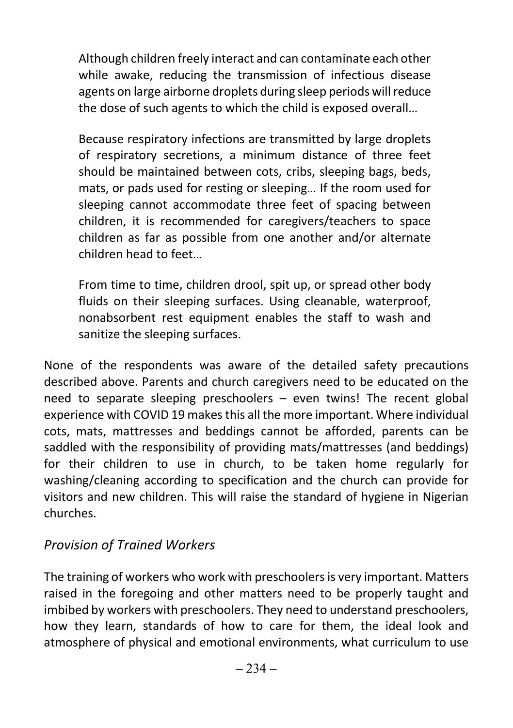> Although children freely interact and can contaminate each other while awake, reducing the transmission of infectious disease agents on large airborne droplets during sleep periods will reduce the dose of such agents to which the child is exposed overall…
>
> Because respiratory infections are transmitted by large droplets of respiratory secretions, a minimum distance of three feet should be maintained between cots, cribs, sleeping bags, beds, mats, or pads used for resting or sleeping… If the room used for sleeping cannot accommodate three feet of spacing between children, it is recommended for caregivers/teachers to space children as far as possible from one another and/or alternate children head to feet…
>
> From time to time, children drool, spit up, or spread other body fluids on their sleeping surfaces. Using cleanable, waterproof, nonabsorbent rest equipment enables the staff to wash and sanitize the sleeping surfaces.

None of the respondents was aware of the detailed safety precautions described above. Parents and church caregivers need to be educated on the need to separate sleeping preschoolers – even twins! The recent global experience with COVID 19 makes this all the more important. Where individual cots, mats, mattresses and beddings cannot be afforded, parents can be saddled with the responsibility of providing mats/mattresses (and beddings) for their children to use in church, to be taken home regularly for washing/cleaning according to specification and the church can provide for visitors and new children. This will raise the standard of hygiene in Nigerian churches.

*Provision of Trained Workers*

The training of workers who work with preschoolers is very important. Matters raised in the foregoing and other matters need to be properly taught and imbibed by workers with preschoolers. They need to understand preschoolers, how they learn, standards of how to care for them, the ideal look and atmosphere of physical and emotional environments, what curriculum to use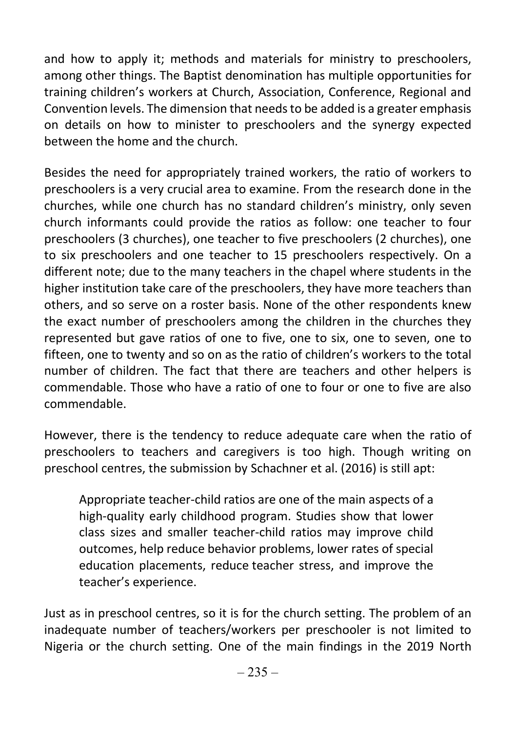and how to apply it; methods and materials for ministry to preschoolers, among other things. The Baptist denomination has multiple opportunities for training children's workers at Church, Association, Conference, Regional and Convention levels. The dimension that needs to be added is a greater emphasis on details on how to minister to preschoolers and the synergy expected between the home and the church.

Besides the need for appropriately trained workers, the ratio of workers to preschoolers is a very crucial area to examine. From the research done in the churches, while one church has no standard children's ministry, only seven church informants could provide the ratios as follow: one teacher to four preschoolers (3 churches), one teacher to five preschoolers (2 churches), one to six preschoolers and one teacher to 15 preschoolers respectively. On a different note; due to the many teachers in the chapel where students in the higher institution take care of the preschoolers, they have more teachers than others, and so serve on a roster basis. None of the other respondents knew the exact number of preschoolers among the children in the churches they represented but gave ratios of one to five, one to six, one to seven, one to fifteen, one to twenty and so on as the ratio of children's workers to the total number of children. The fact that there are teachers and other helpers is commendable. Those who have a ratio of one to four or one to five are also commendable.

However, there is the tendency to reduce adequate care when the ratio of preschoolers to teachers and caregivers is too high. Though writing on preschool centres, the submission by Schachner et al. (2016) is still apt:

> Appropriate teacher-child ratios are one of the main aspects of a high-quality early childhood program. Studies show that lower class sizes and smaller teacher-child ratios may improve child outcomes, help reduce behavior problems, lower rates of special education placements, reduce teacher stress, and improve the teacher's experience.

Just as in preschool centres, so it is for the church setting. The problem of an inadequate number of teachers/workers per preschooler is not limited to Nigeria or the church setting. One of the main findings in the 2019 North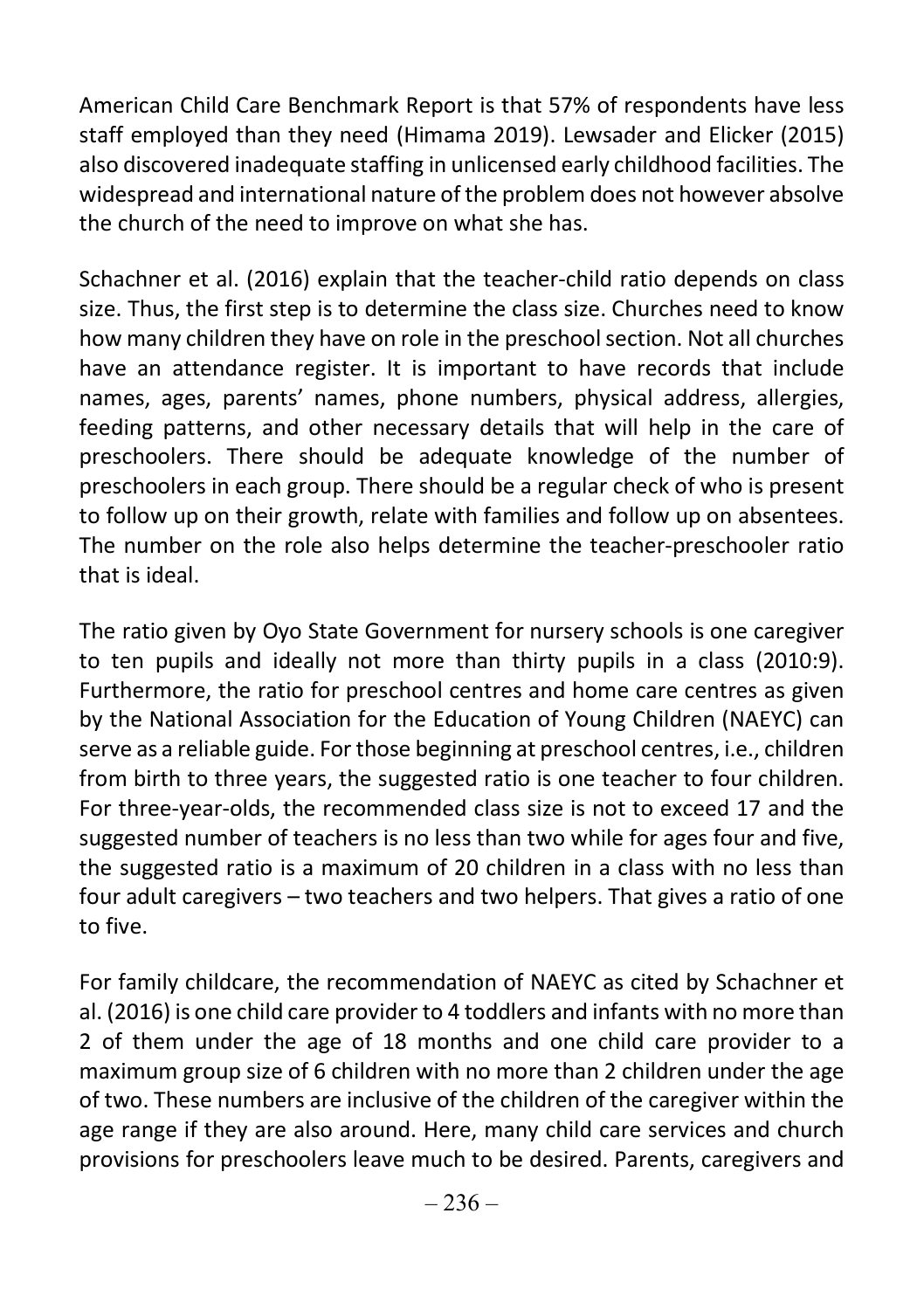American Child Care Benchmark Report is that 57% of respondents have less staff employed than they need (Himama 2019). Lewsader and Elicker (2015) also discovered inadequate staffing in unlicensed early childhood facilities. The widespread and international nature of the problem does not however absolve the church of the need to improve on what she has.

Schachner et al. (2016) explain that the teacher-child ratio depends on class size. Thus, the first step is to determine the class size. Churches need to know how many children they have on role in the preschool section. Not all churches have an attendance register. It is important to have records that include names, ages, parents' names, phone numbers, physical address, allergies, feeding patterns, and other necessary details that will help in the care of preschoolers. There should be adequate knowledge of the number of preschoolers in each group. There should be a regular check of who is present to follow up on their growth, relate with families and follow up on absentees. The number on the role also helps determine the teacher-preschooler ratio that is ideal.

The ratio given by Oyo State Government for nursery schools is one caregiver to ten pupils and ideally not more than thirty pupils in a class (2010:9). Furthermore, the ratio for preschool centres and home care centres as given by the National Association for the Education of Young Children (NAEYC) can serve as a reliable guide. For those beginning at preschool centres, i.e., children from birth to three years, the suggested ratio is one teacher to four children. For three-year-olds, the recommended class size is not to exceed 17 and the suggested number of teachers is no less than two while for ages four and five, the suggested ratio is a maximum of 20 children in a class with no less than four adult caregivers – two teachers and two helpers. That gives a ratio of one to five.

For family childcare, the recommendation of NAEYC as cited by Schachner et al. (2016) is one child care provider to 4 toddlers and infants with no more than 2 of them under the age of 18 months and one child care provider to a maximum group size of 6 children with no more than 2 children under the age of two. These numbers are inclusive of the children of the caregiver within the age range if they are also around. Here, many child care services and church provisions for preschoolers leave much to be desired. Parents, caregivers and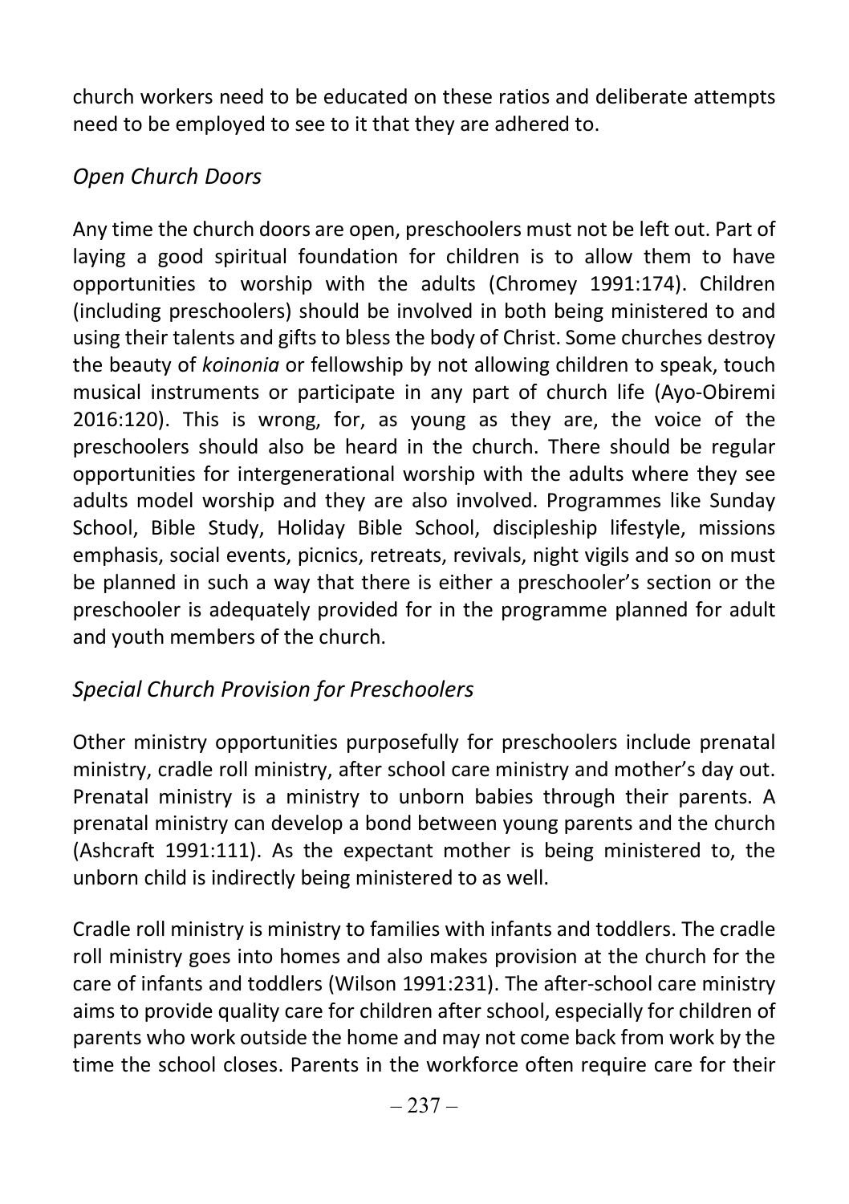church workers need to be educated on these ratios and deliberate attempts need to be employed to see to it that they are adhered to.

### *Open Church Doors*

Any time the church doors are open, preschoolers must not be left out. Part of laying a good spiritual foundation for children is to allow them to have opportunities to worship with the adults (Chromey 1991:174). Children (including preschoolers) should be involved in both being ministered to and using their talents and gifts to bless the body of Christ. Some churches destroy the beauty of *koinonia* or fellowship by not allowing children to speak, touch musical instruments or participate in any part of church life (Ayo-Obiremi 2016:120). This is wrong, for, as young as they are, the voice of the preschoolers should also be heard in the church. There should be regular opportunities for intergenerational worship with the adults where they see adults model worship and they are also involved. Programmes like Sunday School, Bible Study, Holiday Bible School, discipleship lifestyle, missions emphasis, social events, picnics, retreats, revivals, night vigils and so on must be planned in such a way that there is either a preschooler's section or the preschooler is adequately provided for in the programme planned for adult and youth members of the church.

### *Special Church Provision for Preschoolers*

Other ministry opportunities purposefully for preschoolers include prenatal ministry, cradle roll ministry, after school care ministry and mother's day out. Prenatal ministry is a ministry to unborn babies through their parents. A prenatal ministry can develop a bond between young parents and the church (Ashcraft 1991:111). As the expectant mother is being ministered to, the unborn child is indirectly being ministered to as well.

Cradle roll ministry is ministry to families with infants and toddlers. The cradle roll ministry goes into homes and also makes provision at the church for the care of infants and toddlers (Wilson 1991:231). The after-school care ministry aims to provide quality care for children after school, especially for children of parents who work outside the home and may not come back from work by the time the school closes. Parents in the workforce often require care for their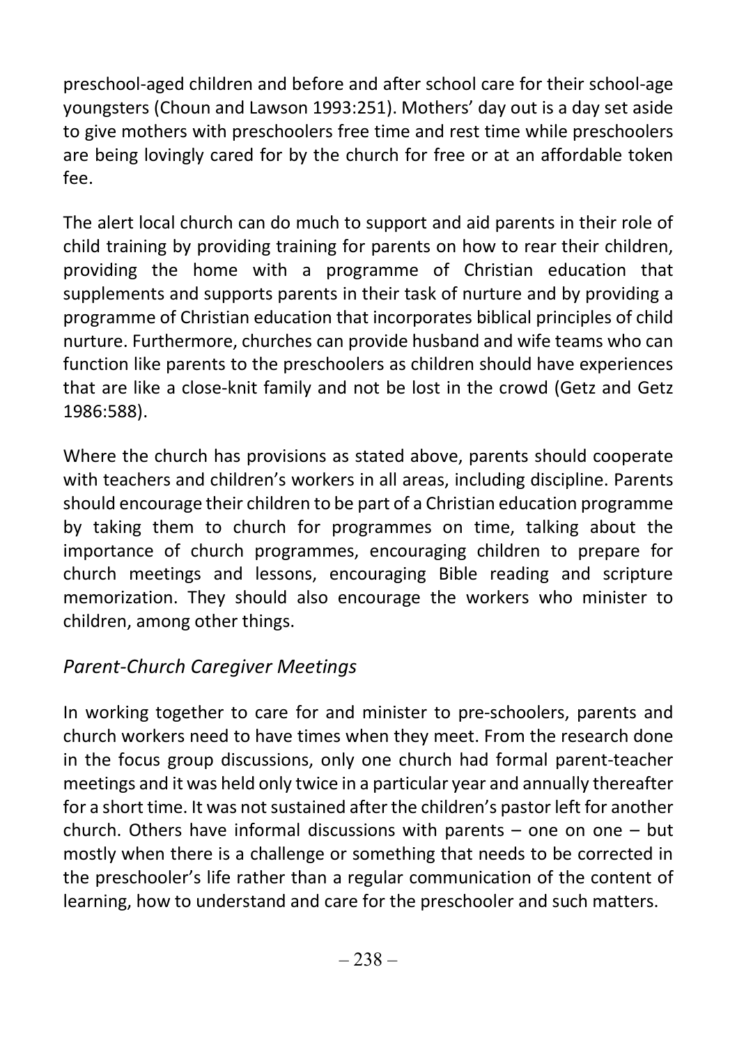preschool-aged children and before and after school care for their school-age youngsters (Choun and Lawson 1993:251). Mothers' day out is a day set aside to give mothers with preschoolers free time and rest time while preschoolers are being lovingly cared for by the church for free or at an affordable token fee.

The alert local church can do much to support and aid parents in their role of child training by providing training for parents on how to rear their children, providing the home with a programme of Christian education that supplements and supports parents in their task of nurture and by providing a programme of Christian education that incorporates biblical principles of child nurture. Furthermore, churches can provide husband and wife teams who can function like parents to the preschoolers as children should have experiences that are like a close-knit family and not be lost in the crowd (Getz and Getz 1986:588).

Where the church has provisions as stated above, parents should cooperate with teachers and children's workers in all areas, including discipline. Parents should encourage their children to be part of a Christian education programme by taking them to church for programmes on time, talking about the importance of church programmes, encouraging children to prepare for church meetings and lessons, encouraging Bible reading and scripture memorization. They should also encourage the workers who minister to children, among other things.

### *Parent-Church Caregiver Meetings*

In working together to care for and minister to pre-schoolers, parents and church workers need to have times when they meet. From the research done in the focus group discussions, only one church had formal parent-teacher meetings and it was held only twice in a particular year and annually thereafter for a short time. It was not sustained after the children's pastor left for another church. Others have informal discussions with parents – one on one – but mostly when there is a challenge or something that needs to be corrected in the preschooler's life rather than a regular communication of the content of learning, how to understand and care for the preschooler and such matters.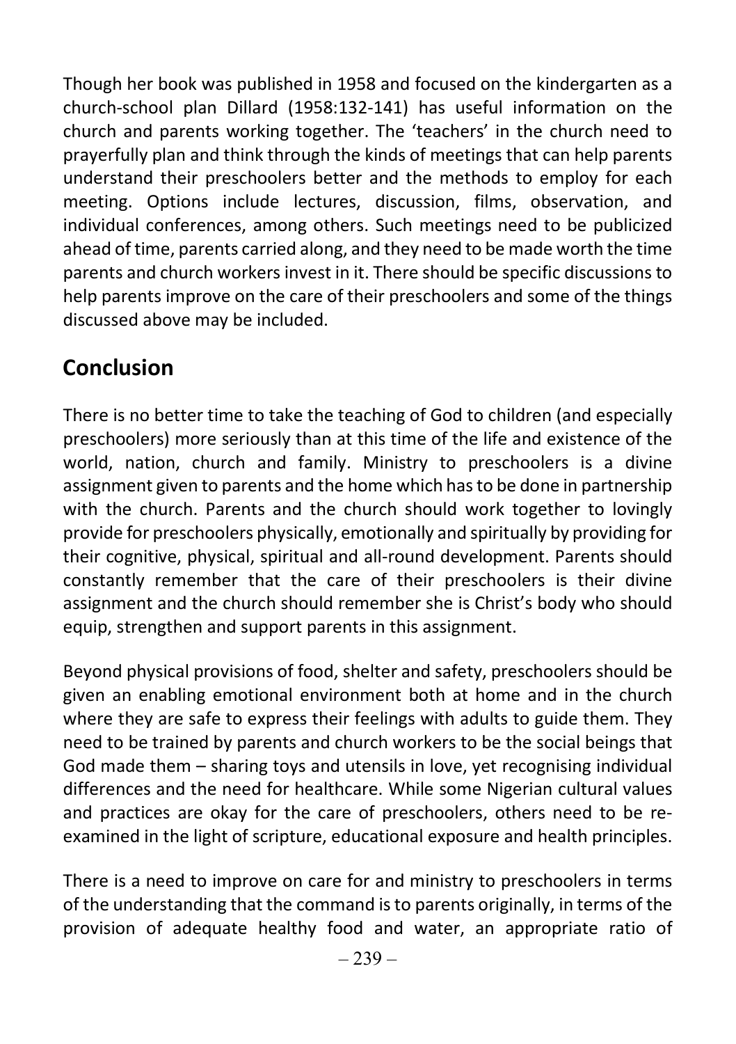Though her book was published in 1958 and focused on the kindergarten as a church-school plan Dillard (1958:132-141) has useful information on the church and parents working together. The 'teachers' in the church need to prayerfully plan and think through the kinds of meetings that can help parents understand their preschoolers better and the methods to employ for each meeting. Options include lectures, discussion, films, observation, and individual conferences, among others. Such meetings need to be publicized ahead of time, parents carried along, and they need to be made worth the time parents and church workers invest in it. There should be specific discussions to help parents improve on the care of their preschoolers and some of the things discussed above may be included.

## Conclusion

There is no better time to take the teaching of God to children (and especially preschoolers) more seriously than at this time of the life and existence of the world, nation, church and family. Ministry to preschoolers is a divine assignment given to parents and the home which has to be done in partnership with the church. Parents and the church should work together to lovingly provide for preschoolers physically, emotionally and spiritually by providing for their cognitive, physical, spiritual and all-round development. Parents should constantly remember that the care of their preschoolers is their divine assignment and the church should remember she is Christ's body who should equip, strengthen and support parents in this assignment.

Beyond physical provisions of food, shelter and safety, preschoolers should be given an enabling emotional environment both at home and in the church where they are safe to express their feelings with adults to guide them. They need to be trained by parents and church workers to be the social beings that God made them – sharing toys and utensils in love, yet recognising individual differences and the need for healthcare. While some Nigerian cultural values and practices are okay for the care of preschoolers, others need to be re-examined in the light of scripture, educational exposure and health principles.

There is a need to improve on care for and ministry to preschoolers in terms of the understanding that the command is to parents originally, in terms of the provision of adequate healthy food and water, an appropriate ratio of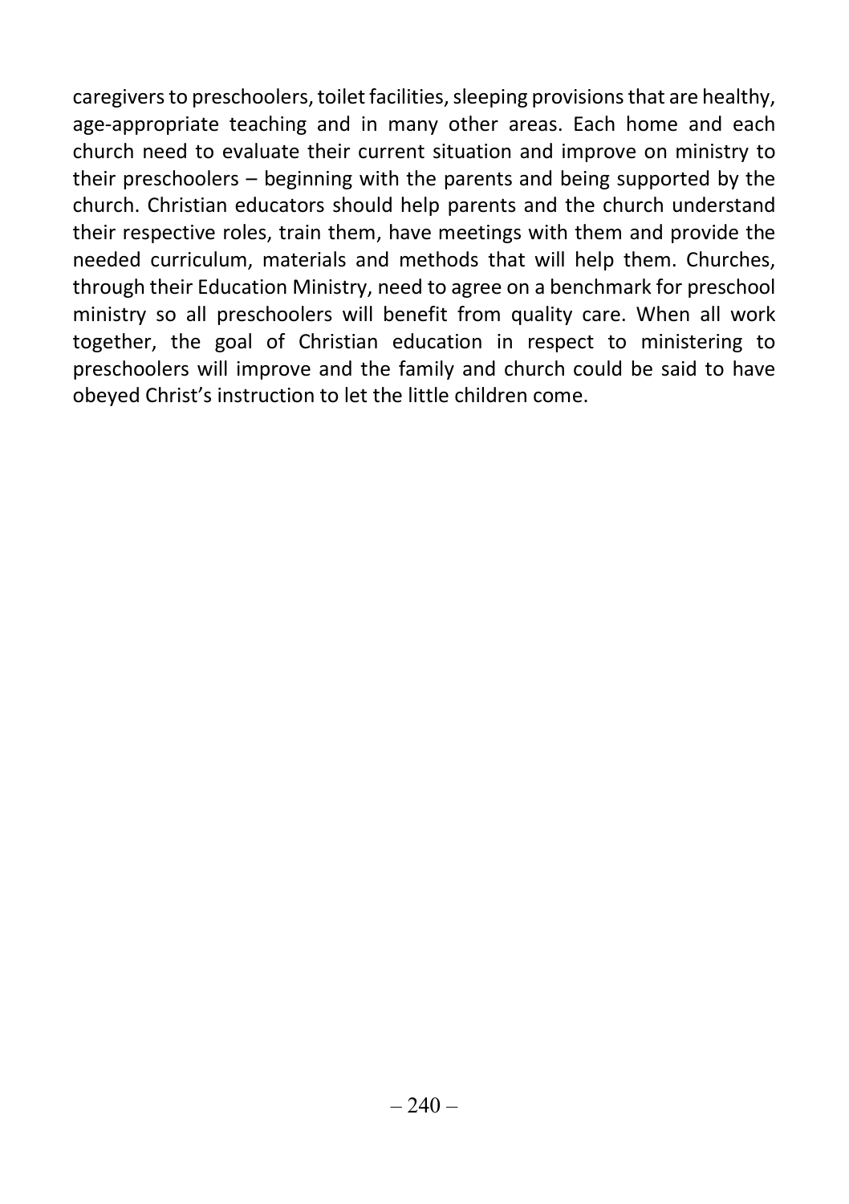caregivers to preschoolers, toilet facilities, sleeping provisions that are healthy, age-appropriate teaching and in many other areas. Each home and each church need to evaluate their current situation and improve on ministry to their preschoolers – beginning with the parents and being supported by the church. Christian educators should help parents and the church understand their respective roles, train them, have meetings with them and provide the needed curriculum, materials and methods that will help them. Churches, through their Education Ministry, need to agree on a benchmark for preschool ministry so all preschoolers will benefit from quality care. When all work together, the goal of Christian education in respect to ministering to preschoolers will improve and the family and church could be said to have obeyed Christ's instruction to let the little children come.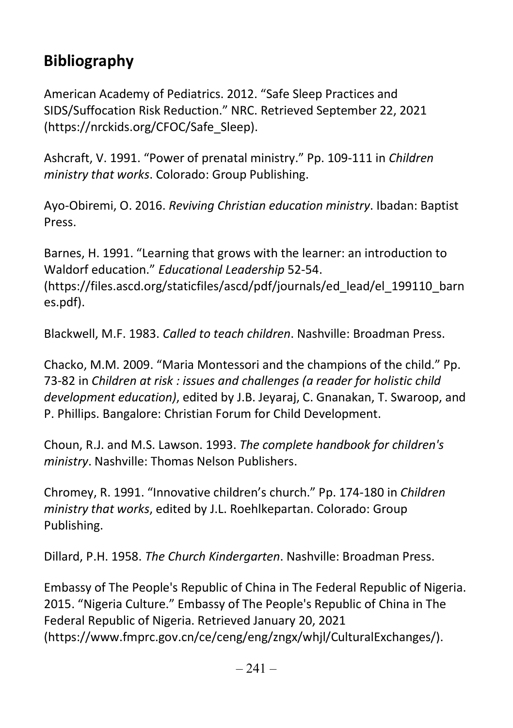## Bibliography

American Academy of Pediatrics. 2012. "Safe Sleep Practices and SIDS/Suffocation Risk Reduction." NRC. Retrieved September 22, 2021 (https://nrckids.org/CFOC/Safe_Sleep).

Ashcraft, V. 1991. "Power of prenatal ministry." Pp. 109-111 in *Children ministry that works*. Colorado: Group Publishing.

Ayo-Obiremi, O. 2016. *Reviving Christian education ministry*. Ibadan: Baptist Press.

Barnes, H. 1991. "Learning that grows with the learner: an introduction to Waldorf education." *Educational Leadership* 52-54. (https://files.ascd.org/staticfiles/ascd/pdf/journals/ed_lead/el_199110_barnes.pdf).

Blackwell, M.F. 1983. *Called to teach children*. Nashville: Broadman Press.

Chacko, M.M. 2009. "Maria Montessori and the champions of the child." Pp. 73-82 in *Children at risk : issues and challenges (a reader for holistic child development education)*, edited by J.B. Jeyaraj, C. Gnanakan, T. Swaroop, and P. Phillips. Bangalore: Christian Forum for Child Development.

Choun, R.J. and M.S. Lawson. 1993. *The complete handbook for children's ministry*. Nashville: Thomas Nelson Publishers.

Chromey, R. 1991. "Innovative children's church." Pp. 174-180 in *Children ministry that works*, edited by J.L. Roehlkepartan. Colorado: Group Publishing.

Dillard, P.H. 1958. *The Church Kindergarten*. Nashville: Broadman Press.

Embassy of The People's Republic of China in The Federal Republic of Nigeria. 2015. "Nigeria Culture." Embassy of The People's Republic of China in The Federal Republic of Nigeria. Retrieved January 20, 2021 (https://www.fmprc.gov.cn/ce/ceng/eng/zngx/whjl/CulturalExchanges/).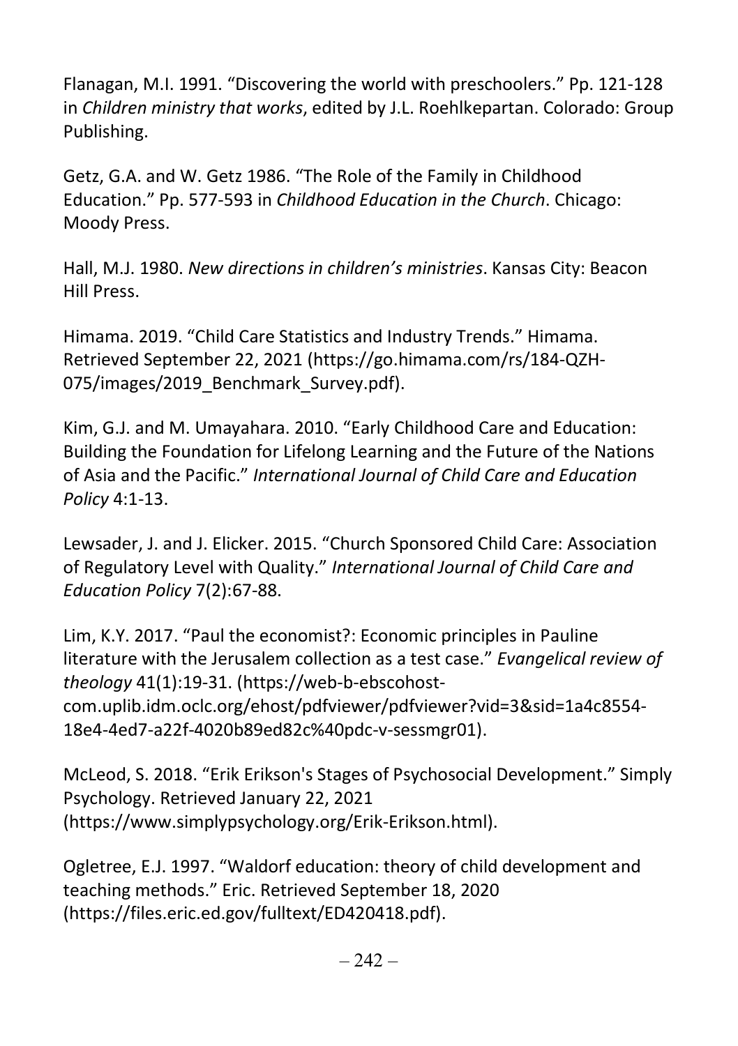Flanagan, M.I. 1991. “Discovering the world with preschoolers.” Pp. 121-128 in *Children ministry that works*, edited by J.L. Roehlkepartan. Colorado: Group Publishing.

Getz, G.A. and W. Getz 1986. “The Role of the Family in Childhood Education.” Pp. 577-593 in *Childhood Education in the Church*. Chicago: Moody Press.

Hall, M.J. 1980. *New directions in children’s ministries*. Kansas City: Beacon Hill Press.

Himama. 2019. “Child Care Statistics and Industry Trends.” Himama. Retrieved September 22, 2021 (https://go.himama.com/rs/184-QZH-075/images/2019_Benchmark_Survey.pdf).

Kim, G.J. and M. Umayahara. 2010. “Early Childhood Care and Education: Building the Foundation for Lifelong Learning and the Future of the Nations of Asia and the Pacific.” *International Journal of Child Care and Education Policy* 4:1-13.

Lewsader, J. and J. Elicker. 2015. “Church Sponsored Child Care: Association of Regulatory Level with Quality.” *International Journal of Child Care and Education Policy* 7(2):67-88.

Lim, K.Y. 2017. “Paul the economist?: Economic principles in Pauline literature with the Jerusalem collection as a test case.” *Evangelical review of theology* 41(1):19-31. (https://web-b-ebscohost-com.uplib.idm.oclc.org/ehost/pdfviewer/pdfviewer?vid=3&sid=1a4c8554-18e4-4ed7-a22f-4020b89ed82c%40pdc-v-sessmgr01).

McLeod, S. 2018. “Erik Erikson's Stages of Psychosocial Development.” Simply Psychology. Retrieved January 22, 2021 (https://www.simplypsychology.org/Erik-Erikson.html).

Ogletree, E.J. 1997. “Waldorf education: theory of child development and teaching methods.” Eric. Retrieved September 18, 2020 (https://files.eric.ed.gov/fulltext/ED420418.pdf).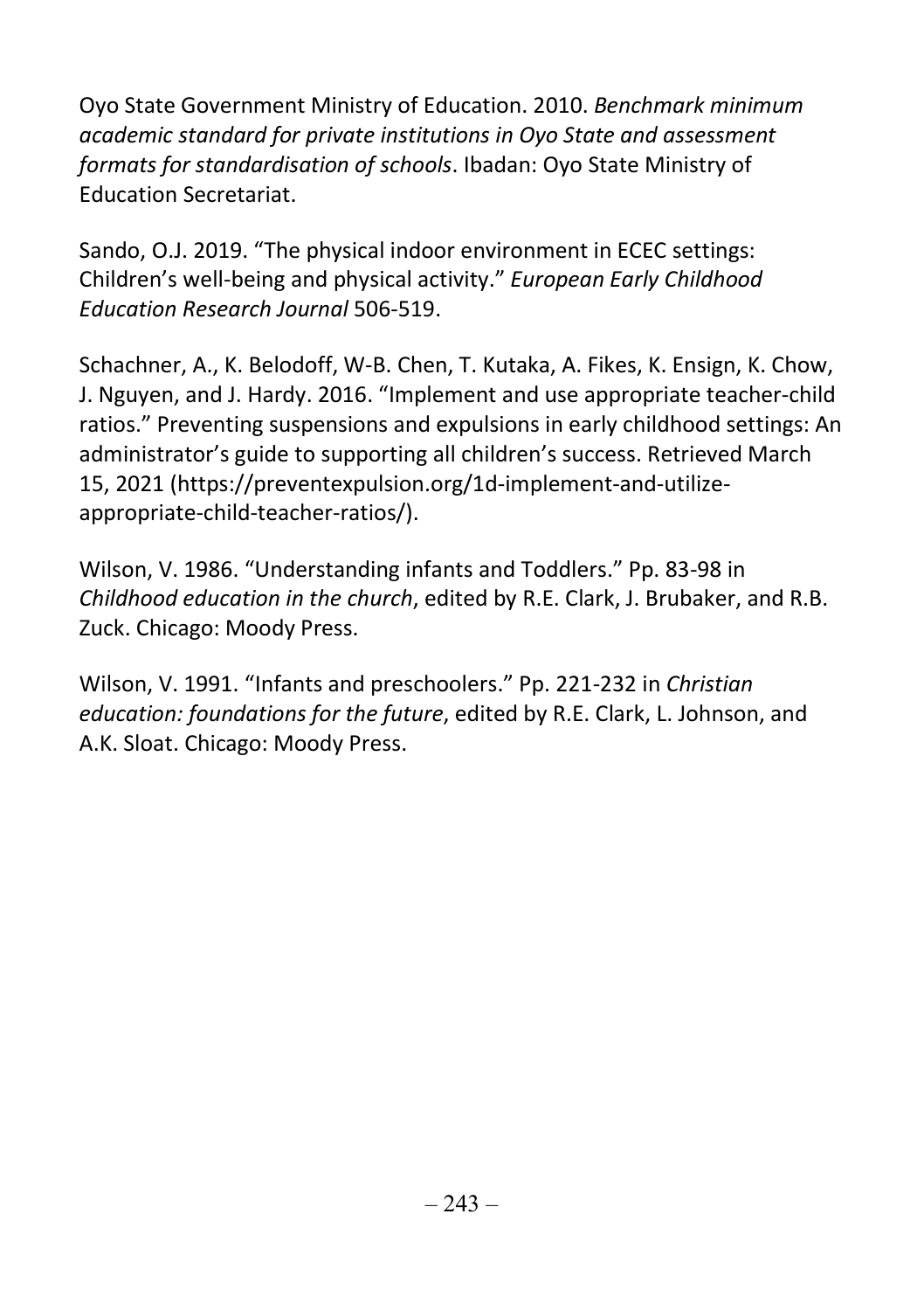Oyo State Government Ministry of Education. 2010. *Benchmark minimum academic standard for private institutions in Oyo State and assessment formats for standardisation of schools*. Ibadan: Oyo State Ministry of Education Secretariat.

Sando, O.J. 2019. "The physical indoor environment in ECEC settings: Children's well-being and physical activity." *European Early Childhood Education Research Journal* 506-519.

Schachner, A., K. Belodoff, W-B. Chen, T. Kutaka, A. Fikes, K. Ensign, K. Chow, J. Nguyen, and J. Hardy. 2016. "Implement and use appropriate teacher-child ratios." Preventing suspensions and expulsions in early childhood settings: An administrator's guide to supporting all children's success. Retrieved March 15, 2021 (https://preventexpulsion.org/1d-implement-and-utilize-appropriate-child-teacher-ratios/).

Wilson, V. 1986. "Understanding infants and Toddlers." Pp. 83-98 in *Childhood education in the church*, edited by R.E. Clark, J. Brubaker, and R.B. Zuck. Chicago: Moody Press.

Wilson, V. 1991. "Infants and preschoolers." Pp. 221-232 in *Christian education: foundations for the future*, edited by R.E. Clark, L. Johnson, and A.K. Sloat. Chicago: Moody Press.